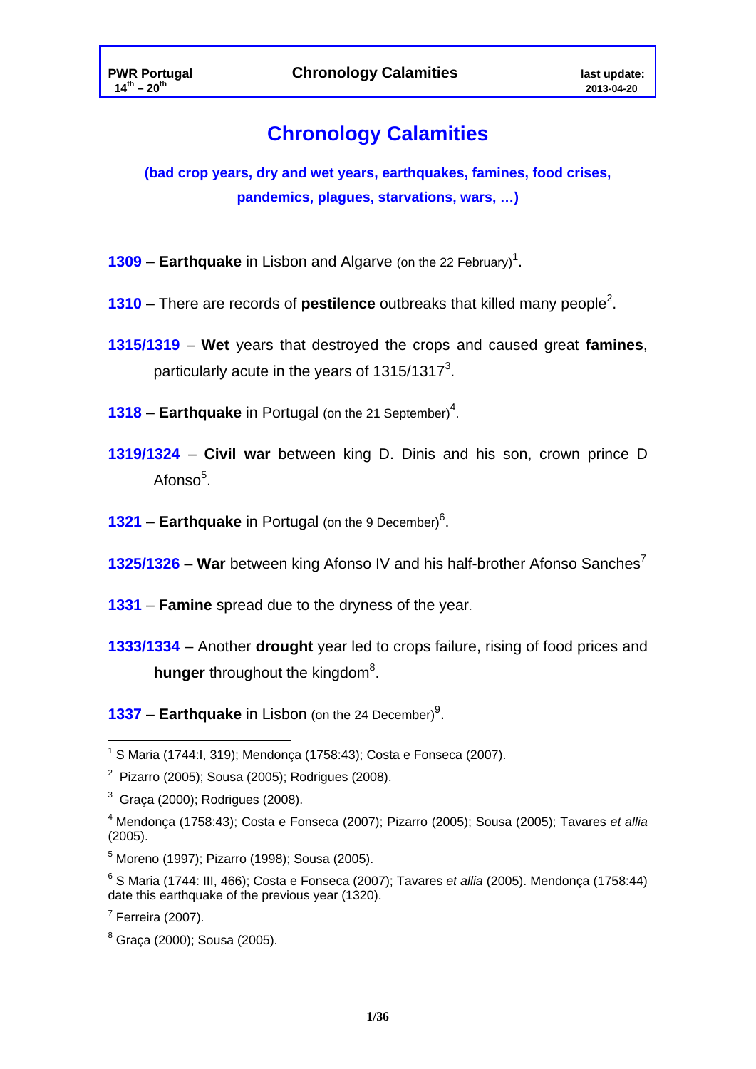# Chronology Calamities

**(bad crop years, dry and wet years, earthquakes, famines, food crises, pandemics, plagues, starvations, wars, …)**

**1309** – **Earthquake** in Lisbon and Algarve (on the 22 February)[1].

**1310** – There are records of **pestilence** outbreaks that killed many people[2].

**1315/1319** – **Wet** years that destroyed the crops and caused great **famines**, particularly acute in the years of 1315/1317[3].

**1318** – **Earthquake** in Portugal (on the 21 September)[4].

**1319/1324** – **Civil war** between king D. Dinis and his son, crown prince D Afonso[5].

**1321** – **Earthquake** in Portugal (on the 9 December)[6].

**1325/1326** – **War** between king Afonso IV and his half-brother Afonso Sanches[7]

**1331** – **Famine** spread due to the dryness of the year.

**1333/1334** – Another **drought** year led to crops failure, rising of food prices and **hunger** throughout the kingdom[8].

**1337** – **Earthquake** in Lisbon (on the 24 December)[9].

---

[1] S Maria (1744:I, 319); Mendonça (1758:43); Costa e Fonseca (2007).

[2] Pizarro (2005); Sousa (2005); Rodrigues (2008).

[3] Graça (2000); Rodrigues (2008).

[4] Mendonça (1758:43); Costa e Fonseca (2007); Pizarro (2005); Sousa (2005); Tavares *et allia* (2005).

[5] Moreno (1997); Pizarro (1998); Sousa (2005).

[6] S Maria (1744: III, 466); Costa e Fonseca (2007); Tavares *et allia* (2005). Mendonça (1758:44) date this earthquake of the previous year (1320).

[7] Ferreira (2007).

[8] Graça (2000); Sousa (2005).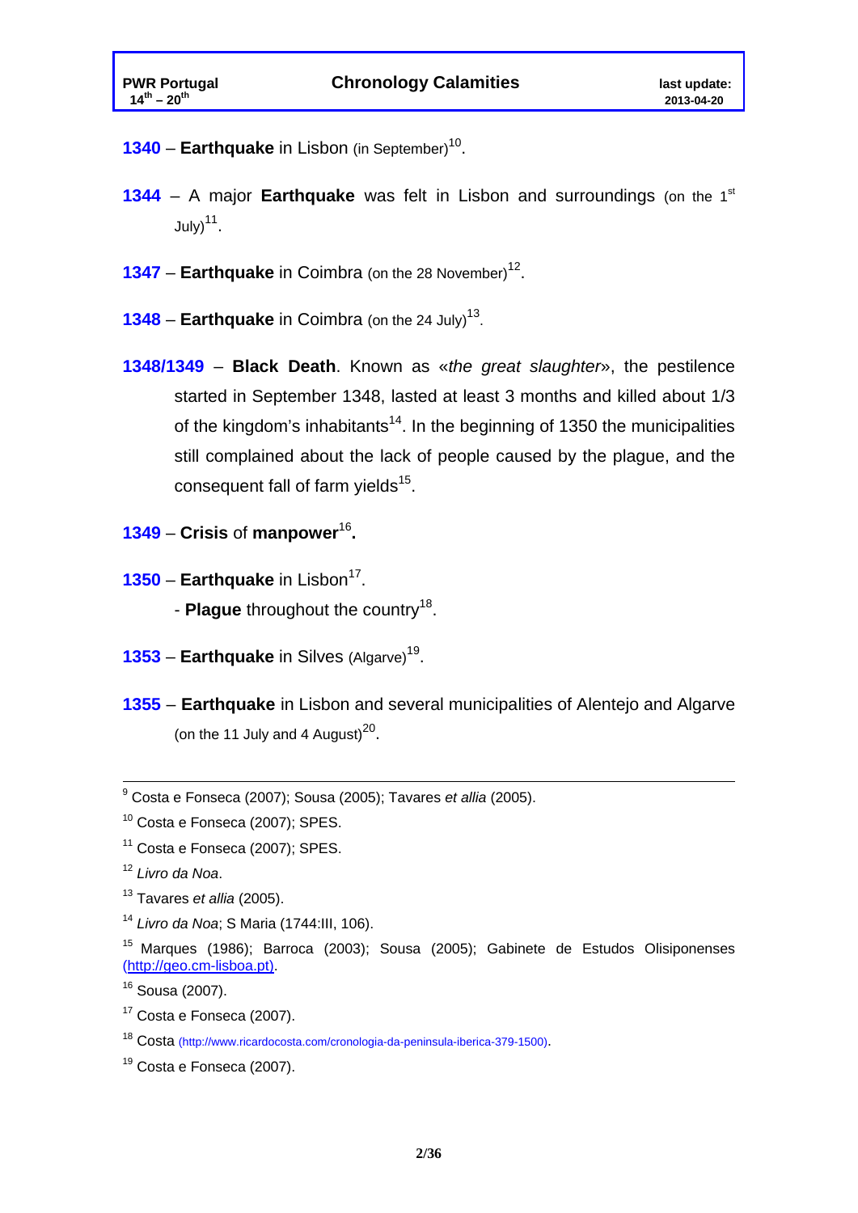**1340** – **Earthquake** in Lisbon (in September)[10].

**1344** – A major **Earthquake** was felt in Lisbon and surroundings (on the 1st July)[11].

**1347** – **Earthquake** in Coimbra (on the 28 November)[12].

**1348** – **Earthquake** in Coimbra (on the 24 July)[13].

**1348/1349** – **Black Death**. Known as «*the great slaughter*», the pestilence started in September 1348, lasted at least 3 months and killed about 1/3 of the kingdom's inhabitants[14]. In the beginning of 1350 the municipalities still complained about the lack of people caused by the plague, and the consequent fall of farm yields[15].

**1349** – **Crisis** of **manpower**[16]**.**

**1350** – **Earthquake** in Lisbon[17].

- **Plague** throughout the country[18].

**1353** – **Earthquake** in Silves (Algarve)[19].

**1355** – **Earthquake** in Lisbon and several municipalities of Alentejo and Algarve (on the 11 July and 4 August)[20].

---

[9] Costa e Fonseca (2007); Sousa (2005); Tavares *et allia* (2005).

[10] Costa e Fonseca (2007); SPES.

[11] Costa e Fonseca (2007); SPES.

[12] *Livro da Noa*.

[13] Tavares *et allia* (2005).

[14] *Livro da Noa*; S Maria (1744:III, 106).

[15] Marques (1986); Barroca (2003); Sousa (2005); Gabinete de Estudos Olisiponenses (http://geo.cm-lisboa.pt).

[16] Sousa (2007).

[17] Costa e Fonseca (2007).

[18] Costa (http://www.ricardocosta.com/cronologia-da-peninsula-iberica-379-1500).

[19] Costa e Fonseca (2007).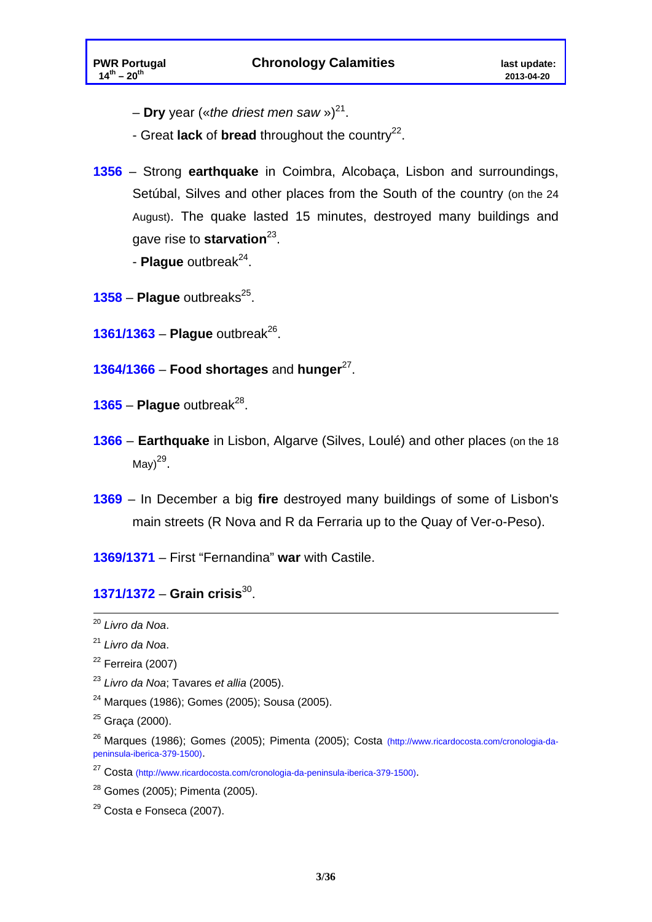– **Dry** year («*the driest men saw* »)[21].

- Great **lack** of **bread** throughout the country[22].

**1356** – Strong **earthquake** in Coimbra, Alcobaça, Lisbon and surroundings, Setúbal, Silves and other places from the South of the country (on the 24 August). The quake lasted 15 minutes, destroyed many buildings and gave rise to **starvation**[23].

- **Plague** outbreak[24].

**1358** – **Plague** outbreaks[25].

**1361/1363** – **Plague** outbreak[26].

**1364/1366** – **Food shortages** and **hunger**[27].

**1365** – **Plague** outbreak[28].

**1366** – **Earthquake** in Lisbon, Algarve (Silves, Loulé) and other places (on the 18 May)[29].

**1369** – In December a big **fire** destroyed many buildings of some of Lisbon's main streets (R Nova and R da Ferraria up to the Quay of Ver-o-Peso).

**1369/1371** – First "Fernandina" **war** with Castile.

**1371/1372** – **Grain crisis**[30].

---

[20] *Livro da Noa*.

[21] *Livro da Noa*.

[22] Ferreira (2007)

[23] *Livro da Noa*; Tavares *et allia* (2005).

[24] Marques (1986); Gomes (2005); Sousa (2005).

[25] Graça (2000).

[26] Marques (1986); Gomes (2005); Pimenta (2005); Costa (http://www.ricardocosta.com/cronologia-da-peninsula-iberica-379-1500).

[27] Costa (http://www.ricardocosta.com/cronologia-da-peninsula-iberica-379-1500).

[28] Gomes (2005); Pimenta (2005).

[29] Costa e Fonseca (2007).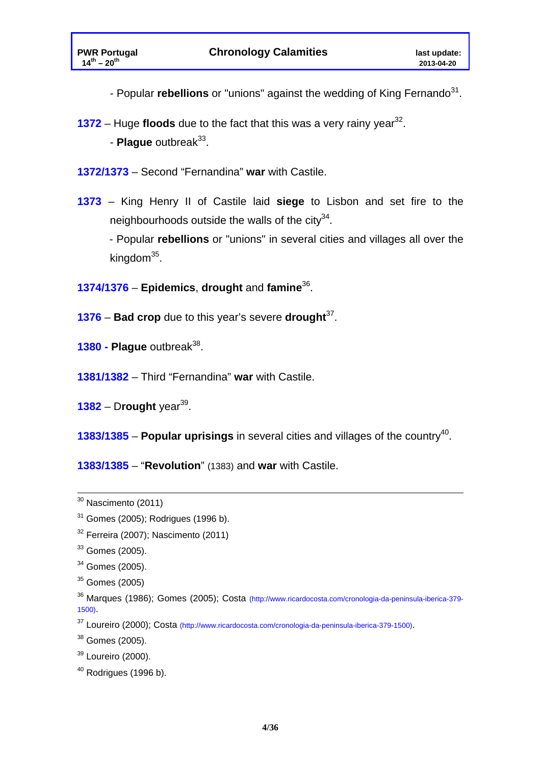- Popular **rebellions** or "unions" against the wedding of King Fernando[31].

**1372** – Huge **floods** due to the fact that this was a very rainy year[32].

- **Plague** outbreak[33].

**1372/1373** – Second "Fernandina" **war** with Castile.

**1373** – King Henry II of Castile laid **siege** to Lisbon and set fire to the neighbourhoods outside the walls of the city[34].

- Popular **rebellions** or "unions" in several cities and villages all over the kingdom[35].

**1374/1376** – **Epidemics**, **drought** and **famine**[36].

**1376** – **Bad crop** due to this year's severe **drought**[37].

**1380 -** **Plague** outbreak[38].

**1381/1382** – Third "Fernandina" **war** with Castile.

**1382** – D**rought** year[39].

**1383/1385** – **Popular uprisings** in several cities and villages of the country[40].

**1383/1385** – "**Revolution**" (1383) and **war** with Castile.

---

[30] Nascimento (2011)

[31] Gomes (2005); Rodrigues (1996 b).

[32] Ferreira (2007); Nascimento (2011)

[33] Gomes (2005).

[34] Gomes (2005).

[35] Gomes (2005)

[36] Marques (1986); Gomes (2005); Costa (http://www.ricardocosta.com/cronologia-da-peninsula-iberica-379-1500).

[37] Loureiro (2000); Costa (http://www.ricardocosta.com/cronologia-da-peninsula-iberica-379-1500).

[38] Gomes (2005).

[39] Loureiro (2000).

[40] Rodrigues (1996 b).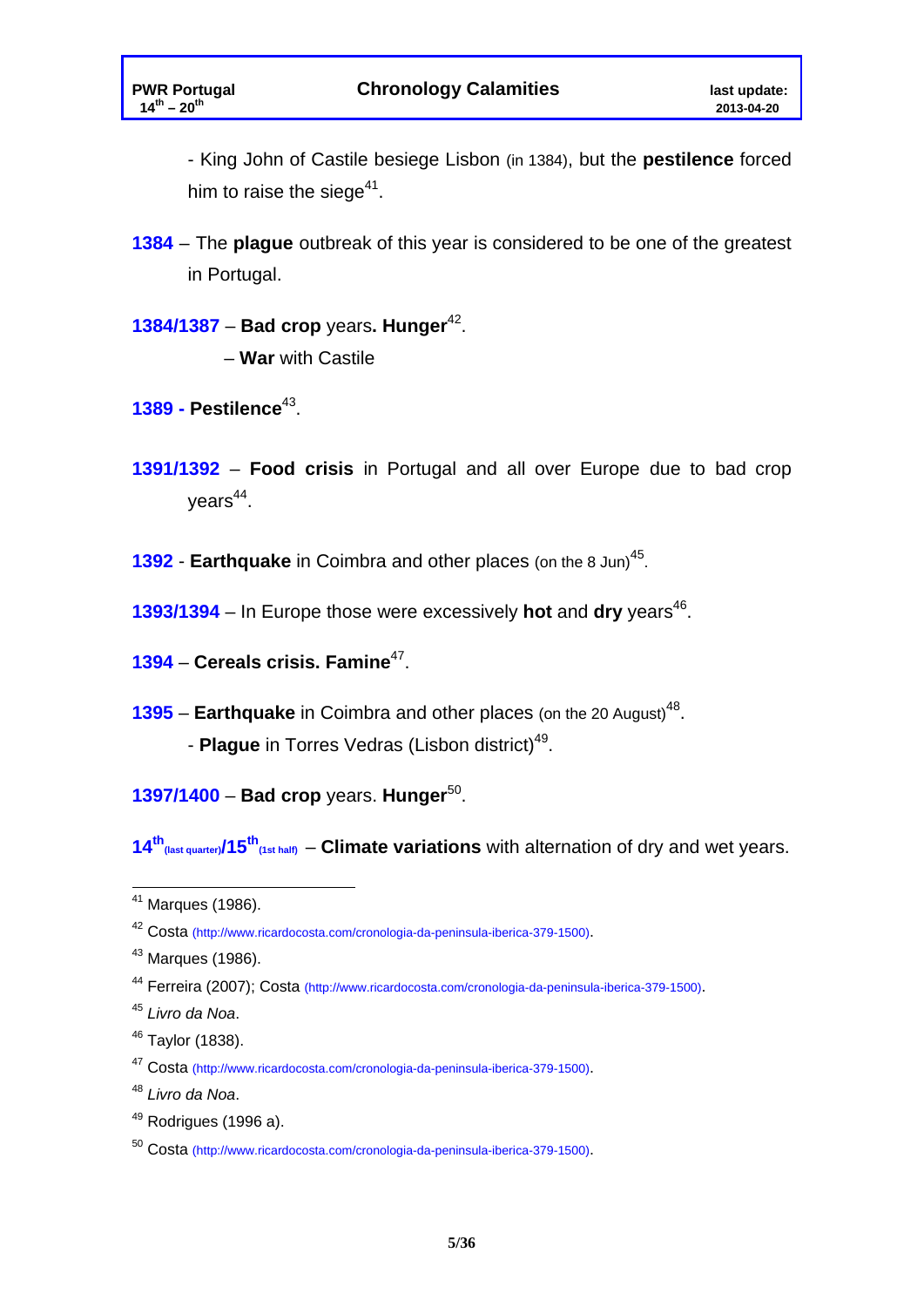- King John of Castile besiege Lisbon (in 1384), but the **pestilence** forced him to raise the siege[41].

**1384** – The **plague** outbreak of this year is considered to be one of the greatest in Portugal.

**1384/1387** – **Bad crop** years**. Hunger**[42].

– **War** with Castile

**1389 - Pestilence**[43].

**1391/1392** – **Food crisis** in Portugal and all over Europe due to bad crop years[44].

**1392** - **Earthquake** in Coimbra and other places (on the 8 Jun)[45].

**1393/1394** – In Europe those were excessively **hot** and **dry** years[46].

**1394** – **Cereals crisis. Famine**[47].

**1395** – **Earthquake** in Coimbra and other places (on the 20 August)[48].

- **Plague** in Torres Vedras (Lisbon district)[49].

**1397/1400** – **Bad crop** years. **Hunger**[50].

**14th (last quarter)/15th (1st half)** – **Climate variations** with alternation of dry and wet years.

---

[41] Marques (1986).

[42] Costa (http://www.ricardocosta.com/cronologia-da-peninsula-iberica-379-1500).

[43] Marques (1986).

[44] Ferreira (2007); Costa (http://www.ricardocosta.com/cronologia-da-peninsula-iberica-379-1500).

[45] *Livro da Noa*.

[46] Taylor (1838).

[47] Costa (http://www.ricardocosta.com/cronologia-da-peninsula-iberica-379-1500).

[48] *Livro da Noa*.

[49] Rodrigues (1996 a).

[50] Costa (http://www.ricardocosta.com/cronologia-da-peninsula-iberica-379-1500).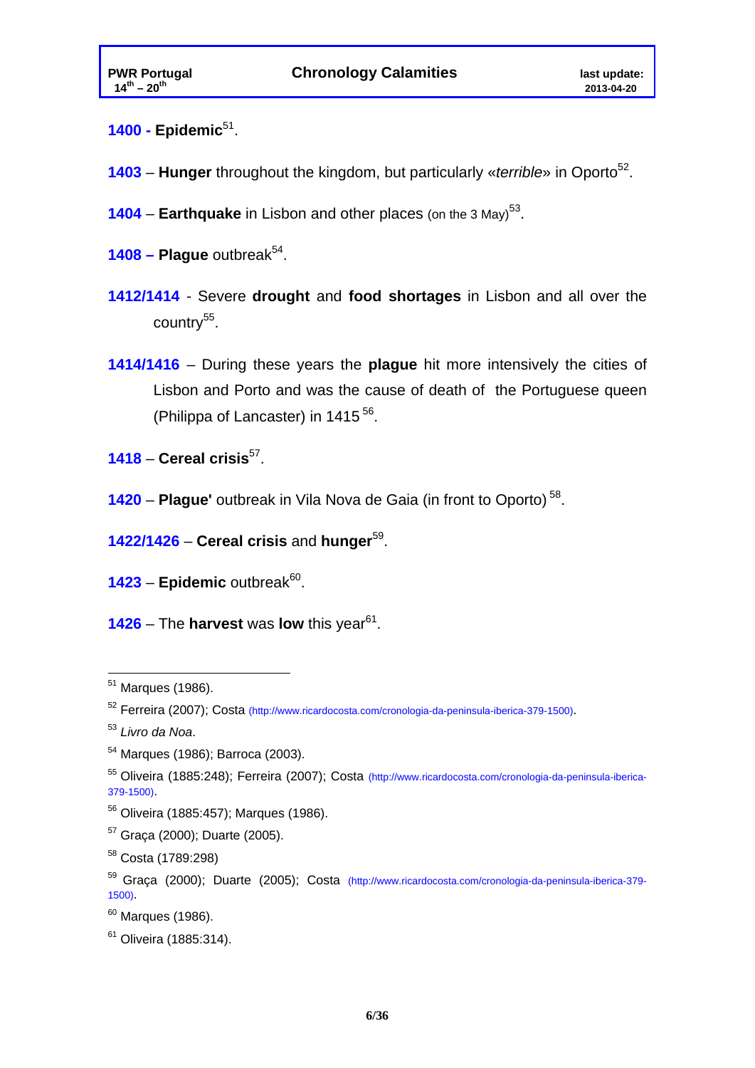**1400 - Epidemic**[51].

**1403** – **Hunger** throughout the kingdom, but particularly «*terrible*» in Oporto[52].

**1404** – **Earthquake** in Lisbon and other places (on the 3 May)[53].

**1408 – Plague** outbreak[54].

**1412/1414** - Severe **drought** and **food shortages** in Lisbon and all over the country[55].

**1414/1416** – During these years the **plague** hit more intensively the cities of Lisbon and Porto and was the cause of death of the Portuguese queen (Philippa of Lancaster) in 1415 [56].

**1418** – **Cereal crisis**[57].

**1420** – **Plague'** outbreak in Vila Nova de Gaia (in front to Oporto) [58].

**1422/1426** – **Cereal crisis** and **hunger**[59].

**1423** – **Epidemic** outbreak[60].

**1426** – The **harvest** was **low** this year[61].

---

[51] Marques (1986).

[52] Ferreira (2007); Costa (http://www.ricardocosta.com/cronologia-da-peninsula-iberica-379-1500).

[53] *Livro da Noa*.

[54] Marques (1986); Barroca (2003).

[55] Oliveira (1885:248); Ferreira (2007); Costa (http://www.ricardocosta.com/cronologia-da-peninsula-iberica-379-1500).

[56] Oliveira (1885:457); Marques (1986).

[57] Graça (2000); Duarte (2005).

[58] Costa (1789:298)

[59] Graça (2000); Duarte (2005); Costa (http://www.ricardocosta.com/cronologia-da-peninsula-iberica-379-1500).

[60] Marques (1986).

[61] Oliveira (1885:314).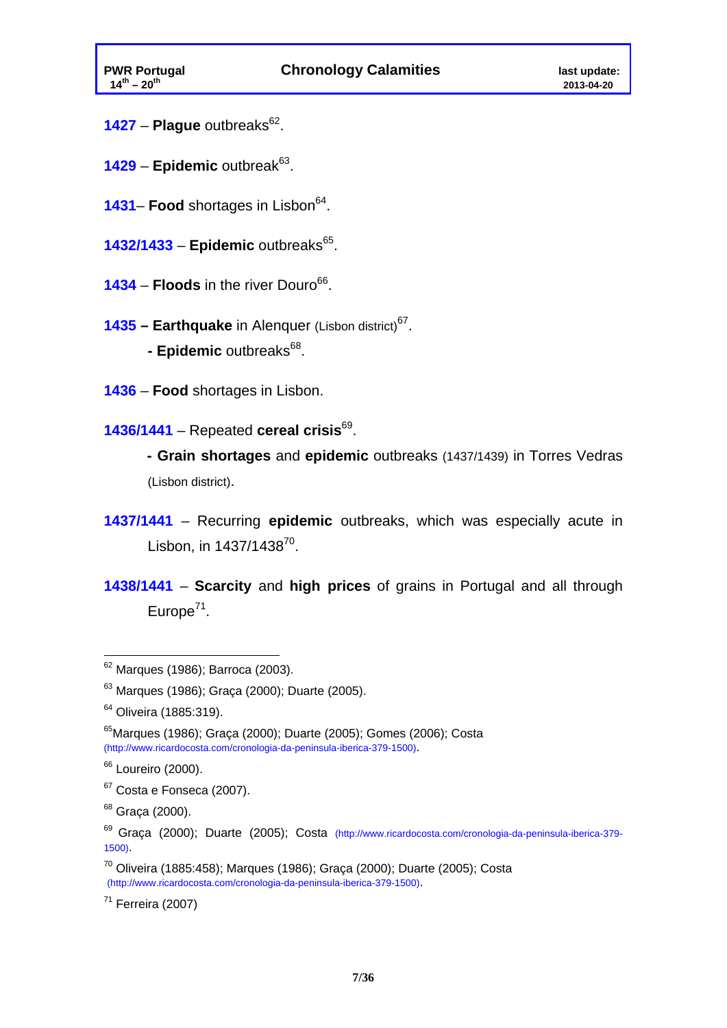**1427** – **Plague** outbreaks[62].

**1429** – **Epidemic** outbreak[63].

**1431**– **Food** shortages in Lisbon[64].

**1432/1433** – **Epidemic** outbreaks[65].

**1434** – **Floods** in the river Douro[66].

**1435 – Earthquake** in Alenquer (Lisbon district)[67].

- **Epidemic** outbreaks[68].

**1436** – **Food** shortages in Lisbon.

**1436/1441** – Repeated **cereal crisis**[69].

- **Grain shortages** and **epidemic** outbreaks (1437/1439) in Torres Vedras (Lisbon district).

**1437/1441** – Recurring **epidemic** outbreaks, which was especially acute in Lisbon, in 1437/1438[70].

**1438/1441** – **Scarcity** and **high prices** of grains in Portugal and all through Europe[71].

---

[62] Marques (1986); Barroca (2003).

[63] Marques (1986); Graça (2000); Duarte (2005).

[64] Oliveira (1885:319).

[65] Marques (1986); Graça (2000); Duarte (2005); Gomes (2006); Costa (http://www.ricardocosta.com/cronologia-da-peninsula-iberica-379-1500).

[66] Loureiro (2000).

[67] Costa e Fonseca (2007).

[68] Graça (2000).

[69] Graça (2000); Duarte (2005); Costa (http://www.ricardocosta.com/cronologia-da-peninsula-iberica-379-1500).

[70] Oliveira (1885:458); Marques (1986); Graça (2000); Duarte (2005); Costa (http://www.ricardocosta.com/cronologia-da-peninsula-iberica-379-1500).

[71] Ferreira (2007)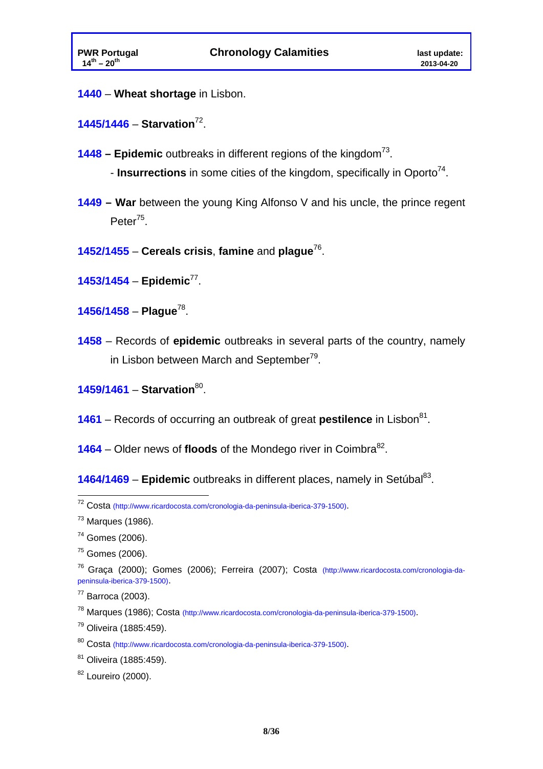**1440** – **Wheat shortage** in Lisbon.

**1445/1446** – **Starvation**[72].

**1448 – Epidemic** outbreaks in different regions of the kingdom[73].

- **Insurrections** in some cities of the kingdom, specifically in Oporto[74].

**1449 – War** between the young King Alfonso V and his uncle, the prince regent Peter[75].

**1452/1455** – **Cereals crisis**, **famine** and **plague**[76].

**1453/1454** – **Epidemic**[77].

**1456/1458** – **Plague**[78].

**1458** – Records of **epidemic** outbreaks in several parts of the country, namely in Lisbon between March and September[79].

**1459/1461** – **Starvation**[80].

**1461** – Records of occurring an outbreak of great **pestilence** in Lisbon[81].

**1464** – Older news of **floods** of the Mondego river in Coimbra[82].

**1464/1469** – **Epidemic** outbreaks in different places, namely in Setúbal[83].

---

[72] Costa (http://www.ricardocosta.com/cronologia-da-peninsula-iberica-379-1500).

[73] Marques (1986).

[74] Gomes (2006).

[75] Gomes (2006).

[76] Graça (2000); Gomes (2006); Ferreira (2007); Costa (http://www.ricardocosta.com/cronologia-da-peninsula-iberica-379-1500).

[77] Barroca (2003).

[78] Marques (1986); Costa (http://www.ricardocosta.com/cronologia-da-peninsula-iberica-379-1500).

[79] Oliveira (1885:459).

[80] Costa (http://www.ricardocosta.com/cronologia-da-peninsula-iberica-379-1500).

[81] Oliveira (1885:459).

[82] Loureiro (2000).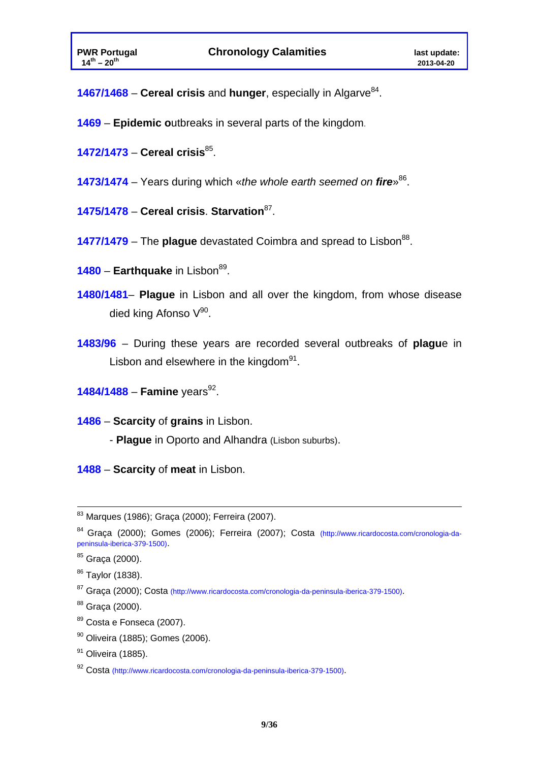**1467/1468** – **Cereal crisis** and **hunger**, especially in Algarve[84].

**1469** – **Epidemic o**utbreaks in several parts of the kingdom.

**1472/1473** – **Cereal crisis**[85].

**1473/1474** – Years during which «*the whole earth seemed on **fire***»[86].

**1475/1478** – **Cereal crisis**. **Starvation**[87].

**1477/1479** – The **plague** devastated Coimbra and spread to Lisbon[88].

**1480** – **Earthquake** in Lisbon[89].

**1480/1481**– **Plague** in Lisbon and all over the kingdom, from whose disease died king Afonso V[90].

**1483/96** – During these years are recorded several outbreaks of **plagu**e in Lisbon and elsewhere in the kingdom[91].

**1484/1488** – **Famine** years[92].

**1486** – **Scarcity** of **grains** in Lisbon.

- **Plague** in Oporto and Alhandra (Lisbon suburbs).

**1488** – **Scarcity** of **meat** in Lisbon.

---

[83] Marques (1986); Graça (2000); Ferreira (2007).

[84] Graça (2000); Gomes (2006); Ferreira (2007); Costa (http://www.ricardocosta.com/cronologia-da-peninsula-iberica-379-1500).

[85] Graça (2000).

[86] Taylor (1838).

[87] Graça (2000); Costa (http://www.ricardocosta.com/cronologia-da-peninsula-iberica-379-1500).

[88] Graça (2000).

[89] Costa e Fonseca (2007).

[90] Oliveira (1885); Gomes (2006).

[91] Oliveira (1885).

[92] Costa (http://www.ricardocosta.com/cronologia-da-peninsula-iberica-379-1500).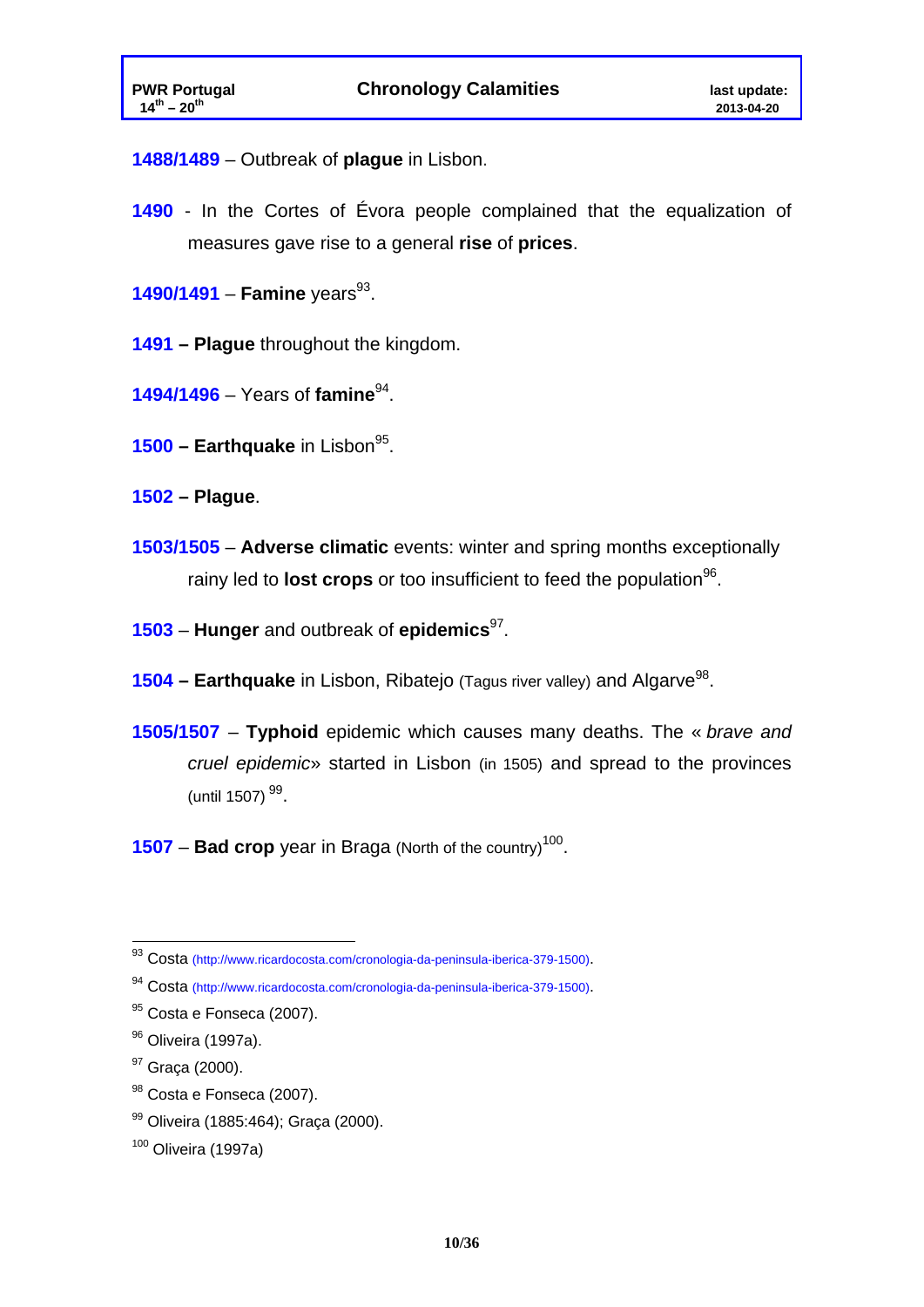**1488/1489** – Outbreak of **plague** in Lisbon.

**1490** - In the Cortes of Évora people complained that the equalization of measures gave rise to a general **rise** of **prices**.

**1490/1491** – **Famine** years[93].

**1491 – Plague** throughout the kingdom.

**1494/1496** – Years of **famine**[94].

**1500 – Earthquake** in Lisbon[95].

**1502 – Plague**.

**1503/1505** – **Adverse climatic** events: winter and spring months exceptionally rainy led to **lost crops** or too insufficient to feed the population[96].

**1503** – **Hunger** and outbreak of **epidemics**[97].

**1504 – Earthquake** in Lisbon, Ribatejo (Tagus river valley) and Algarve[98].

**1505/1507** – **Typhoid** epidemic which causes many deaths. The « *brave and cruel epidemic*» started in Lisbon (in 1505) and spread to the provinces (until 1507) [99].

**1507** – **Bad crop** year in Braga (North of the country)[100].

---

[93] Costa (http://www.ricardocosta.com/cronologia-da-peninsula-iberica-379-1500).

[94] Costa (http://www.ricardocosta.com/cronologia-da-peninsula-iberica-379-1500).

[95] Costa e Fonseca (2007).

[96] Oliveira (1997a).

[97] Graça (2000).

[98] Costa e Fonseca (2007).

[99] Oliveira (1885:464); Graça (2000).

[100] Oliveira (1997a)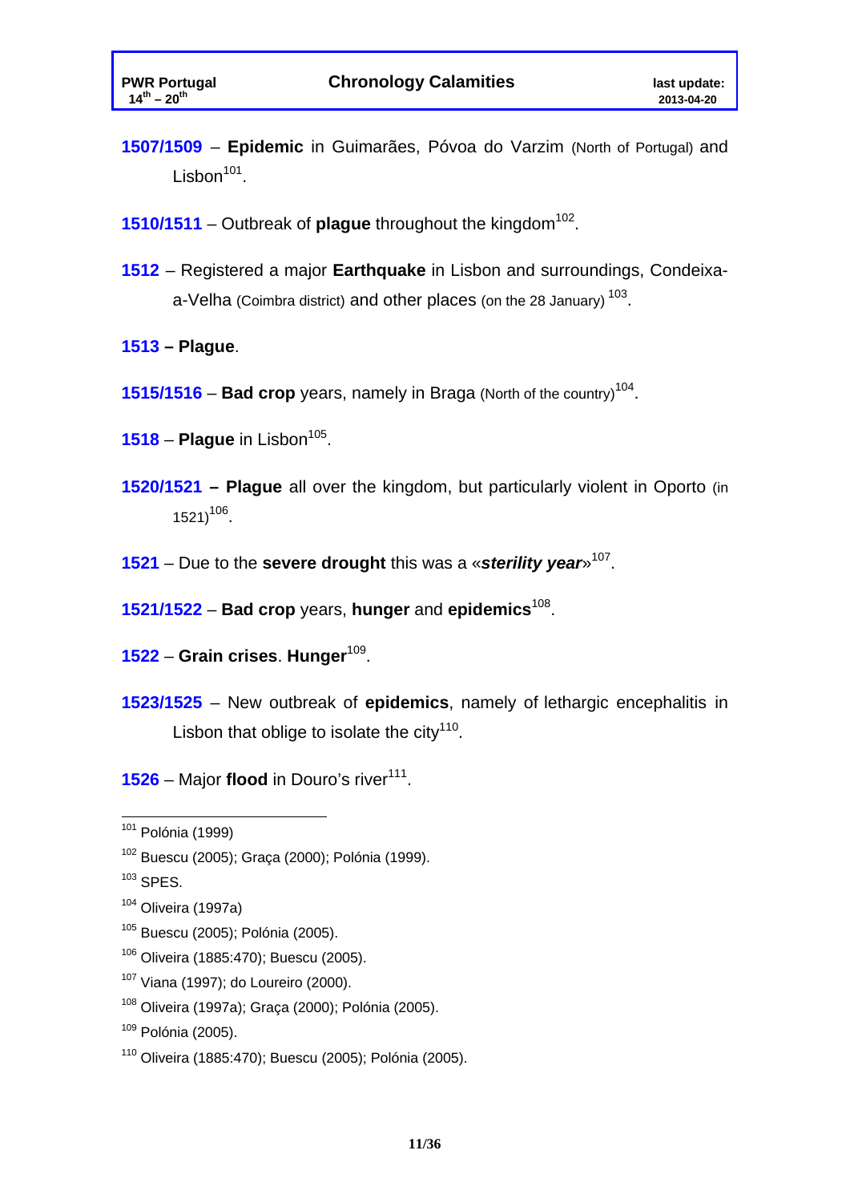**1507/1509** – **Epidemic** in Guimarães, Póvoa do Varzim (North of Portugal) and Lisbon[101].

**1510/1511** – Outbreak of **plague** throughout the kingdom[102].

**1512** – Registered a major **Earthquake** in Lisbon and surroundings, Condeixa-a-Velha (Coimbra district) and other places (on the 28 January) [103].

**1513 – Plague**.

**1515/1516** – **Bad crop** years, namely in Braga (North of the country)[104].

**1518** – **Plague** in Lisbon[105].

**1520/1521 – Plague** all over the kingdom, but particularly violent in Oporto (in 1521)[106].

**1521** – Due to the **severe drought** this was a «***sterility year***»[107].

**1521/1522** – **Bad crop** years, **hunger** and **epidemics**[108].

**1522** – **Grain crises**. **Hunger**[109].

**1523/1525** – New outbreak of **epidemics**, namely of lethargic encephalitis in Lisbon that oblige to isolate the city[110].

**1526** – Major **flood** in Douro's river[111].

---

[101] Polónia (1999)

[102] Buescu (2005); Graça (2000); Polónia (1999).

[103] SPES.

[104] Oliveira (1997a)

[105] Buescu (2005); Polónia (2005).

[106] Oliveira (1885:470); Buescu (2005).

[107] Viana (1997); do Loureiro (2000).

[108] Oliveira (1997a); Graça (2000); Polónia (2005).

[109] Polónia (2005).

[110] Oliveira (1885:470); Buescu (2005); Polónia (2005).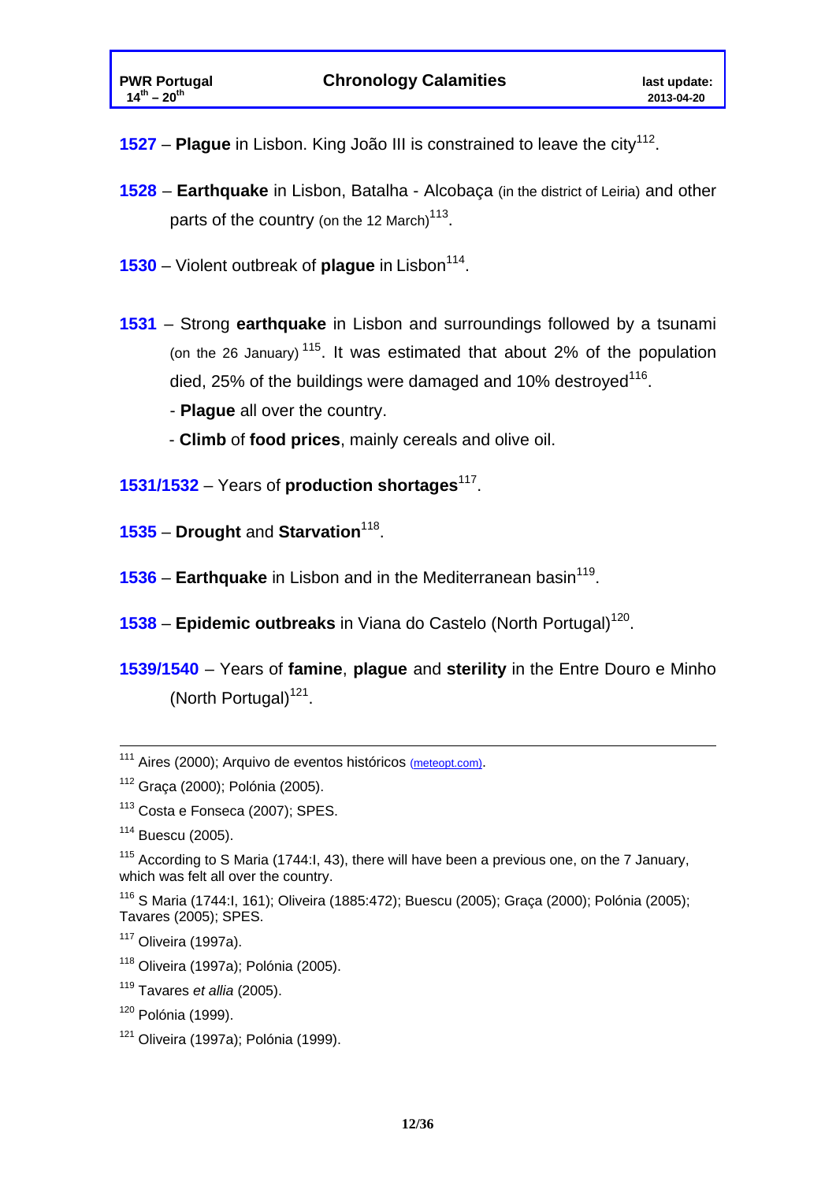**1527** – **Plague** in Lisbon. King João III is constrained to leave the city[112].

**1528** – **Earthquake** in Lisbon, Batalha - Alcobaça (in the district of Leiria) and other parts of the country (on the 12 March)[113].

**1530** – Violent outbreak of **plague** in Lisbon[114].

**1531** – Strong **earthquake** in Lisbon and surroundings followed by a tsunami (on the 26 January)[115]. It was estimated that about 2% of the population died, 25% of the buildings were damaged and 10% destroyed[116].

- **Plague** all over the country.
- **Climb** of **food prices**, mainly cereals and olive oil.

**1531/1532** – Years of **production shortages**[117].

**1535** – **Drought** and **Starvation**[118].

**1536** – **Earthquake** in Lisbon and in the Mediterranean basin[119].

**1538** – **Epidemic outbreaks** in Viana do Castelo (North Portugal)[120].

**1539/1540** – Years of **famine**, **plague** and **sterility** in the Entre Douro e Minho (North Portugal)[121].

---

[111] Aires (2000); Arquivo de eventos históricos (meteopt.com).

[112] Graça (2000); Polónia (2005).

[113] Costa e Fonseca (2007); SPES.

[114] Buescu (2005).

[115] According to S Maria (1744:I, 43), there will have been a previous one, on the 7 January, which was felt all over the country.

[116] S Maria (1744:I, 161); Oliveira (1885:472); Buescu (2005); Graça (2000); Polónia (2005); Tavares (2005); SPES.

[117] Oliveira (1997a).

[118] Oliveira (1997a); Polónia (2005).

[119] Tavares *et allia* (2005).

[120] Polónia (1999).

[121] Oliveira (1997a); Polónia (1999).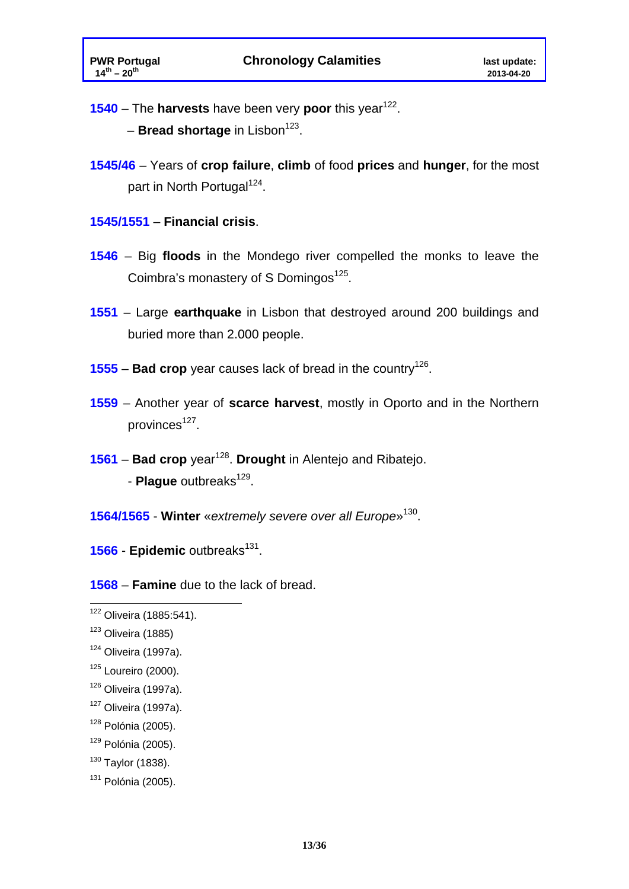**1540** – The **harvests** have been very **poor** this year[122].

– **Bread shortage** in Lisbon[123].

**1545/46** – Years of **crop failure**, **climb** of food **prices** and **hunger**, for the most part in North Portugal[124].

**1545/1551** – **Financial crisis**.

**1546** – Big **floods** in the Mondego river compelled the monks to leave the Coimbra's monastery of S Domingos[125].

**1551** – Large **earthquake** in Lisbon that destroyed around 200 buildings and buried more than 2.000 people.

**1555** – **Bad crop** year causes lack of bread in the country[126].

**1559** – Another year of **scarce harvest**, mostly in Oporto and in the Northern provinces[127].

**1561** – **Bad crop** year[128]. **Drought** in Alentejo and Ribatejo.

- **Plague** outbreaks[129].

**1564/1565** - **Winter** «*extremely severe over all Europe*»[130].

**1566** - **Epidemic** outbreaks[131].

**1568** – **Famine** due to the lack of bread.

---

[122] Oliveira (1885:541).

[123] Oliveira (1885)

[124] Oliveira (1997a).

[125] Loureiro (2000).

[126] Oliveira (1997a).

[127] Oliveira (1997a).

[128] Polónia (2005).

[129] Polónia (2005).

[130] Taylor (1838).

[131] Polónia (2005).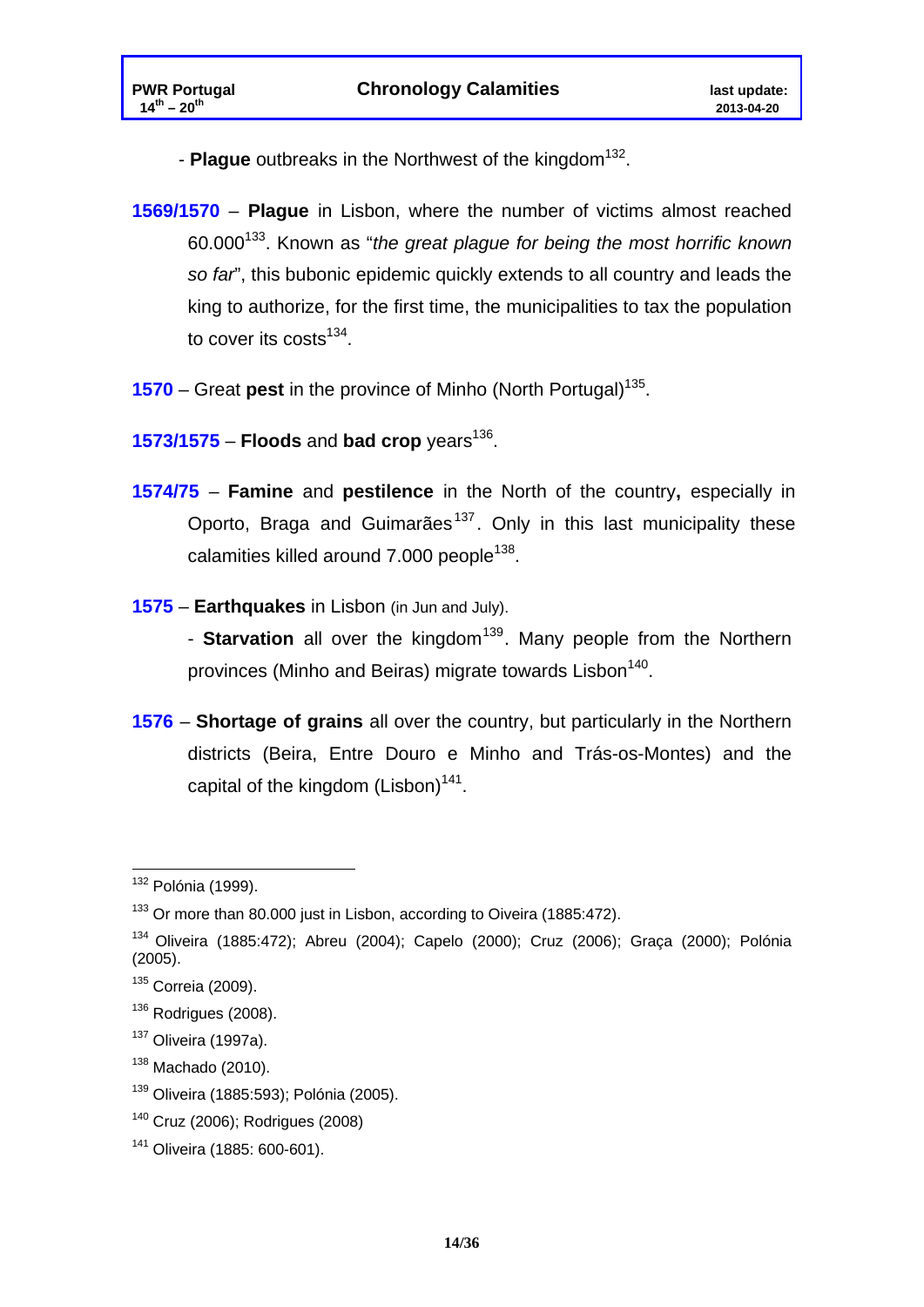- **Plague** outbreaks in the Northwest of the kingdom[132].

**1569/1570** – **Plague** in Lisbon, where the number of victims almost reached 60.000[133]. Known as "*the great plague for being the most horrific known so far*", this bubonic epidemic quickly extends to all country and leads the king to authorize, for the first time, the municipalities to tax the population to cover its costs[134].

**1570** – Great **pest** in the province of Minho (North Portugal)[135].

**1573/1575** – **Floods** and **bad crop** years[136].

**1574/75** – **Famine** and **pestilence** in the North of the country**,** especially in Oporto, Braga and Guimarães[137]. Only in this last municipality these calamities killed around 7.000 people[138].

**1575** – **Earthquakes** in Lisbon (in Jun and July).

- **Starvation** all over the kingdom[139]. Many people from the Northern provinces (Minho and Beiras) migrate towards Lisbon[140].

**1576** – **Shortage of grains** all over the country, but particularly in the Northern districts (Beira, Entre Douro e Minho and Trás-os-Montes) and the capital of the kingdom (Lisbon)[141].

---

[132] Polónia (1999).

[133] Or more than 80.000 just in Lisbon, according to Oiveira (1885:472).

[134] Oliveira (1885:472); Abreu (2004); Capelo (2000); Cruz (2006); Graça (2000); Polónia (2005).

[135] Correia (2009).

[136] Rodrigues (2008).

[137] Oliveira (1997a).

[138] Machado (2010).

[139] Oliveira (1885:593); Polónia (2005).

[140] Cruz (2006); Rodrigues (2008)

[141] Oliveira (1885: 600-601).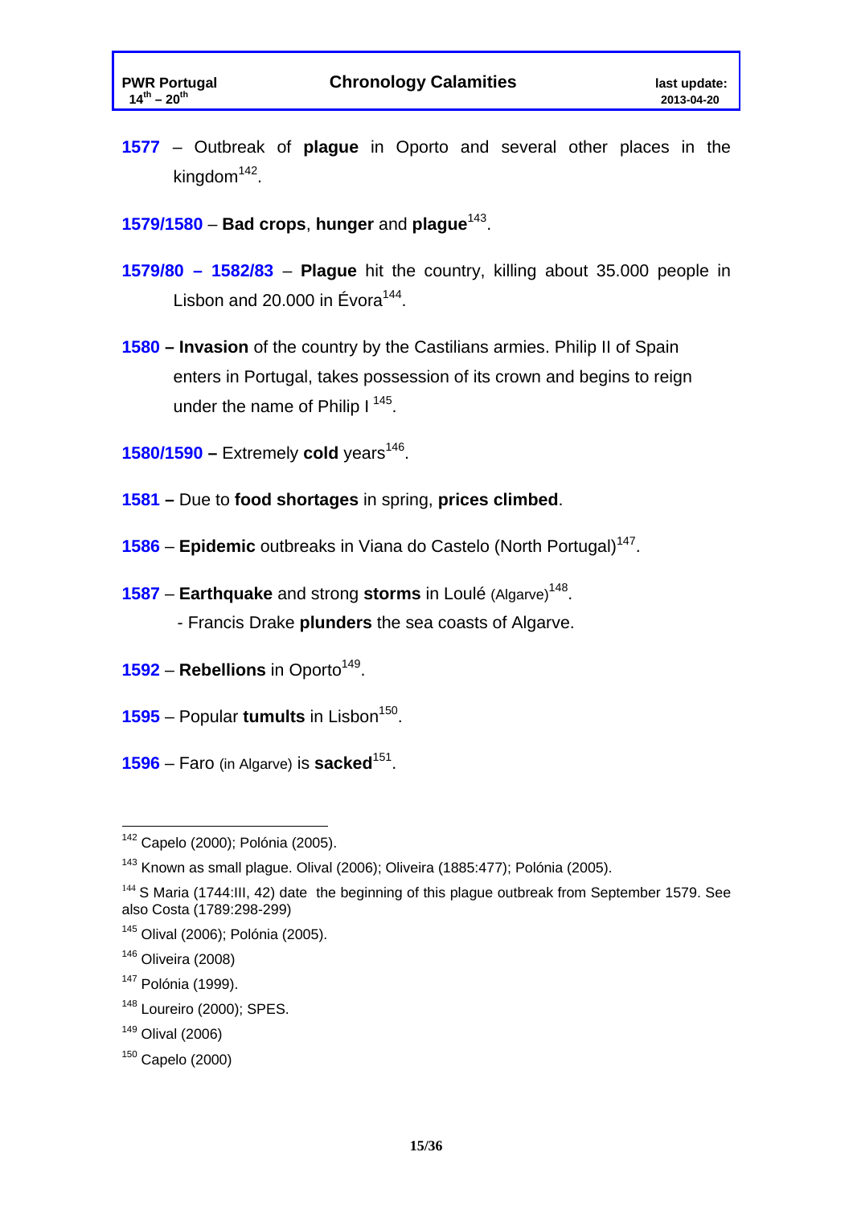**1577** – Outbreak of **plague** in Oporto and several other places in the kingdom[142].

**1579/1580** – **Bad crops**, **hunger** and **plague**[143].

**1579/80 – 1582/83** – **Plague** hit the country, killing about 35.000 people in Lisbon and 20.000 in Évora[144].

**1580 – Invasion** of the country by the Castilians armies. Philip II of Spain enters in Portugal, takes possession of its crown and begins to reign under the name of Philip I [145].

**1580/1590 –** Extremely **cold** years[146].

**1581 –** Due to **food shortages** in spring, **prices climbed**.

**1586** – **Epidemic** outbreaks in Viana do Castelo (North Portugal)[147].

**1587** – **Earthquake** and strong **storms** in Loulé (Algarve)[148].
- Francis Drake **plunders** the sea coasts of Algarve.

**1592** – **Rebellions** in Oporto[149].

**1595** – Popular **tumults** in Lisbon[150].

**1596** – Faro (in Algarve) is **sacked**[151].

---

[142] Capelo (2000); Polónia (2005).

[143] Known as small plague. Olival (2006); Oliveira (1885:477); Polónia (2005).

[144] S Maria (1744:III, 42) date the beginning of this plague outbreak from September 1579. See also Costa (1789:298-299)

[145] Olival (2006); Polónia (2005).

[146] Oliveira (2008)

[147] Polónia (1999).

[148] Loureiro (2000); SPES.

[149] Olival (2006)

[150] Capelo (2000)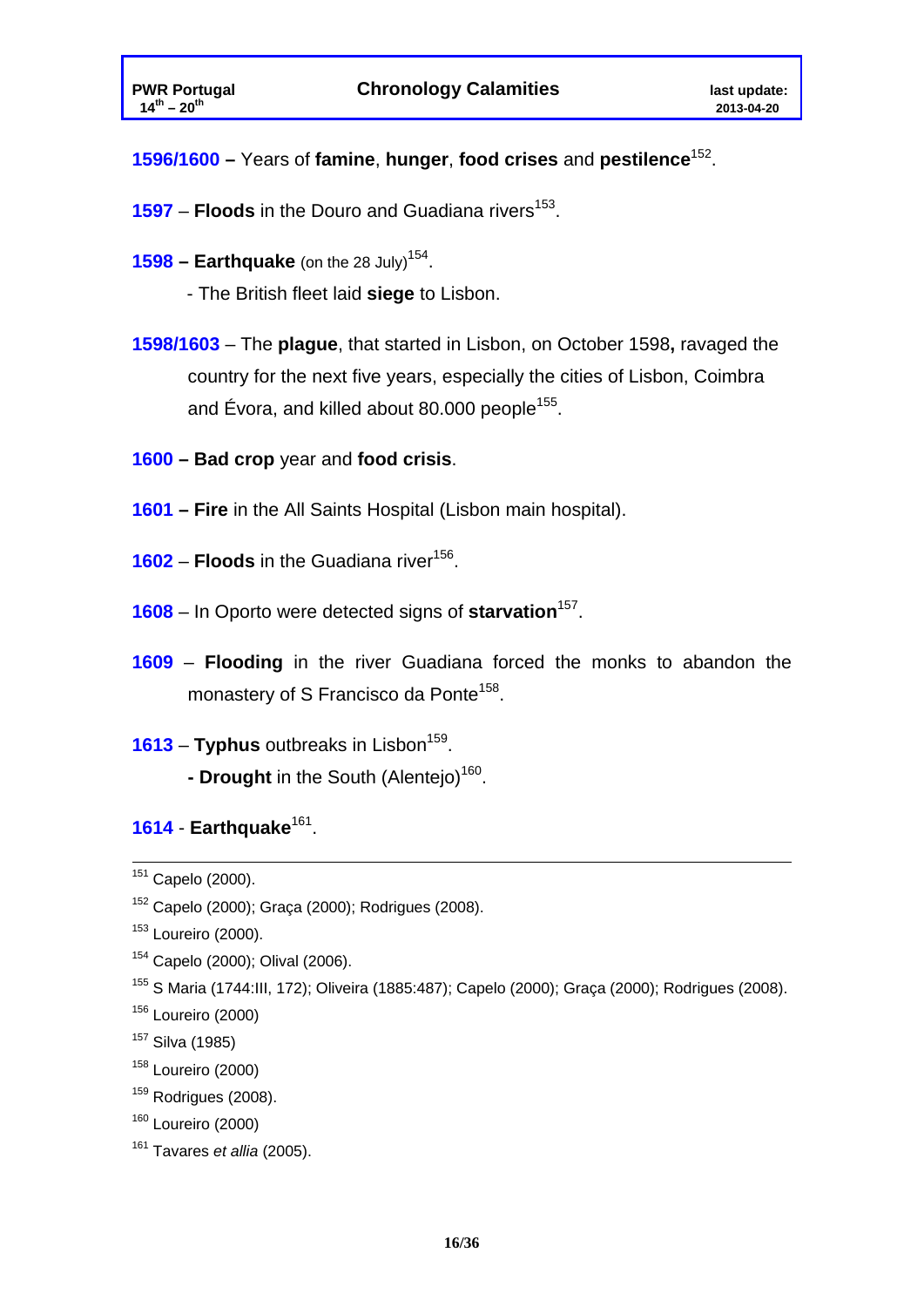**1596/1600 –** Years of **famine**, **hunger**, **food crises** and **pestilence**[152].

**1597** – **Floods** in the Douro and Guadiana rivers[153].

**1598 – Earthquake** (on the 28 July)[154].

- The British fleet laid **siege** to Lisbon.

**1598/1603** – The **plague**, that started in Lisbon, on October 1598**,** ravaged the country for the next five years, especially the cities of Lisbon, Coimbra and Évora, and killed about 80.000 people[155].

**1600 – Bad crop** year and **food crisis**.

**1601 – Fire** in the All Saints Hospital (Lisbon main hospital).

**1602** – **Floods** in the Guadiana river[156].

**1608** – In Oporto were detected signs of **starvation**[157].

**1609** – **Flooding** in the river Guadiana forced the monks to abandon the monastery of S Francisco da Ponte[158].

**1613** – **Typhus** outbreaks in Lisbon[159].

**- Drought** in the South (Alentejo)[160].

**1614** - **Earthquake**[161].

---

[151] Capelo (2000).

[152] Capelo (2000); Graça (2000); Rodrigues (2008).

[153] Loureiro (2000).

[154] Capelo (2000); Olival (2006).

[155] S Maria (1744:III, 172); Oliveira (1885:487); Capelo (2000); Graça (2000); Rodrigues (2008).

[156] Loureiro (2000)

[157] Silva (1985)

[158] Loureiro (2000)

[159] Rodrigues (2008).

[160] Loureiro (2000)

[161] Tavares *et allia* (2005).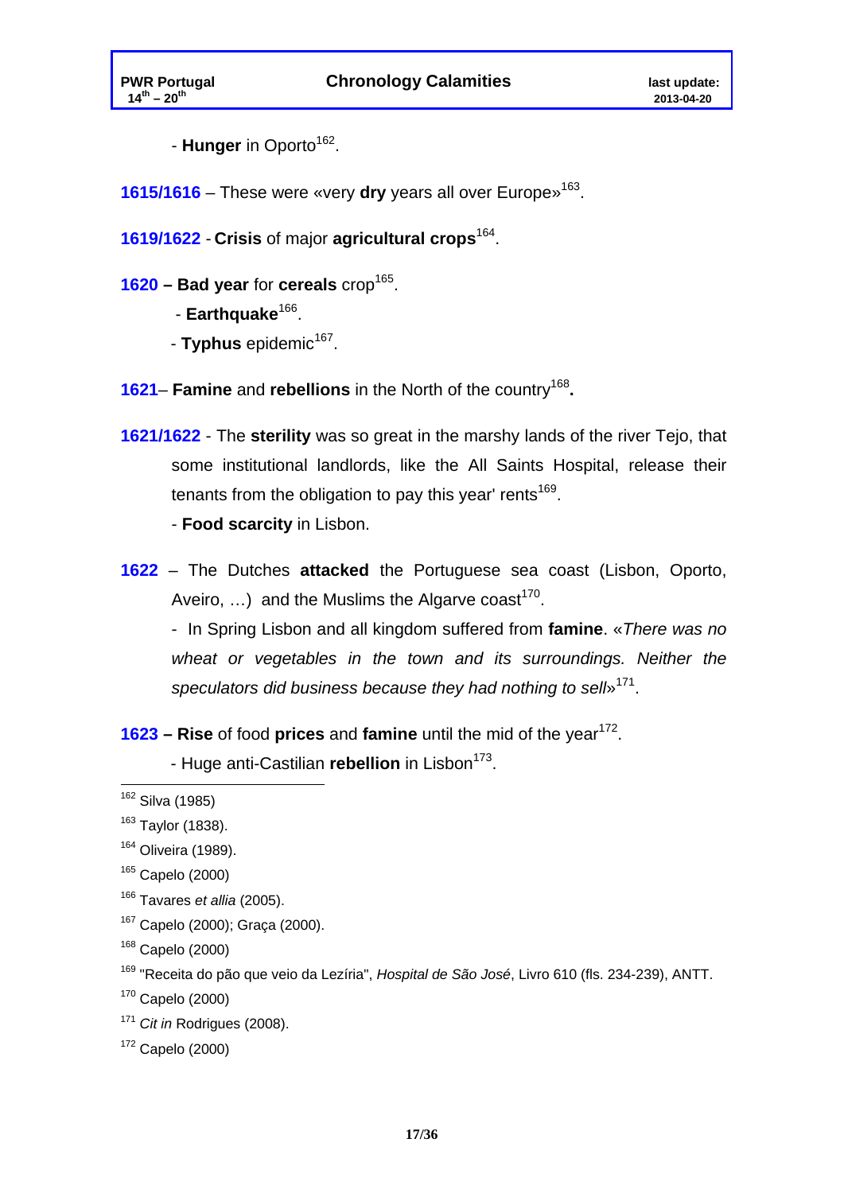- **Hunger** in Oporto[162].

**1615/1616** – These were «very **dry** years all over Europe»[163].

**1619/1622** - **Crisis** of major **agricultural crops**[164].

**1620 – Bad year** for **cereals** crop[165].

- **Earthquake**[166].
- **Typhus** epidemic[167].

**1621**– **Famine** and **rebellions** in the North of the country[168]**.**

**1621/1622** - The **sterility** was so great in the marshy lands of the river Tejo, that some institutional landlords, like the All Saints Hospital, release their tenants from the obligation to pay this year' rents[169].

- **Food scarcity** in Lisbon.

**1622** – The Dutches **attacked** the Portuguese sea coast (Lisbon, Oporto, Aveiro, …) and the Muslims the Algarve coast[170].

- In Spring Lisbon and all kingdom suffered from **famine**. «*There was no wheat or vegetables in the town and its surroundings. Neither the speculators did business because they had nothing to sell*»[171].

**1623 – Rise** of food **prices** and **famine** until the mid of the year[172].

- Huge anti-Castilian **rebellion** in Lisbon[173].

---

[162] Silva (1985)

[163] Taylor (1838).

[164] Oliveira (1989).

[165] Capelo (2000)

[166] Tavares *et allia* (2005).

[167] Capelo (2000); Graça (2000).

[168] Capelo (2000)

[169] "Receita do pão que veio da Lezíria", *Hospital de São José*, Livro 610 (fls. 234-239), ANTT.

[170] Capelo (2000)

[171] *Cit in* Rodrigues (2008).

[172] Capelo (2000)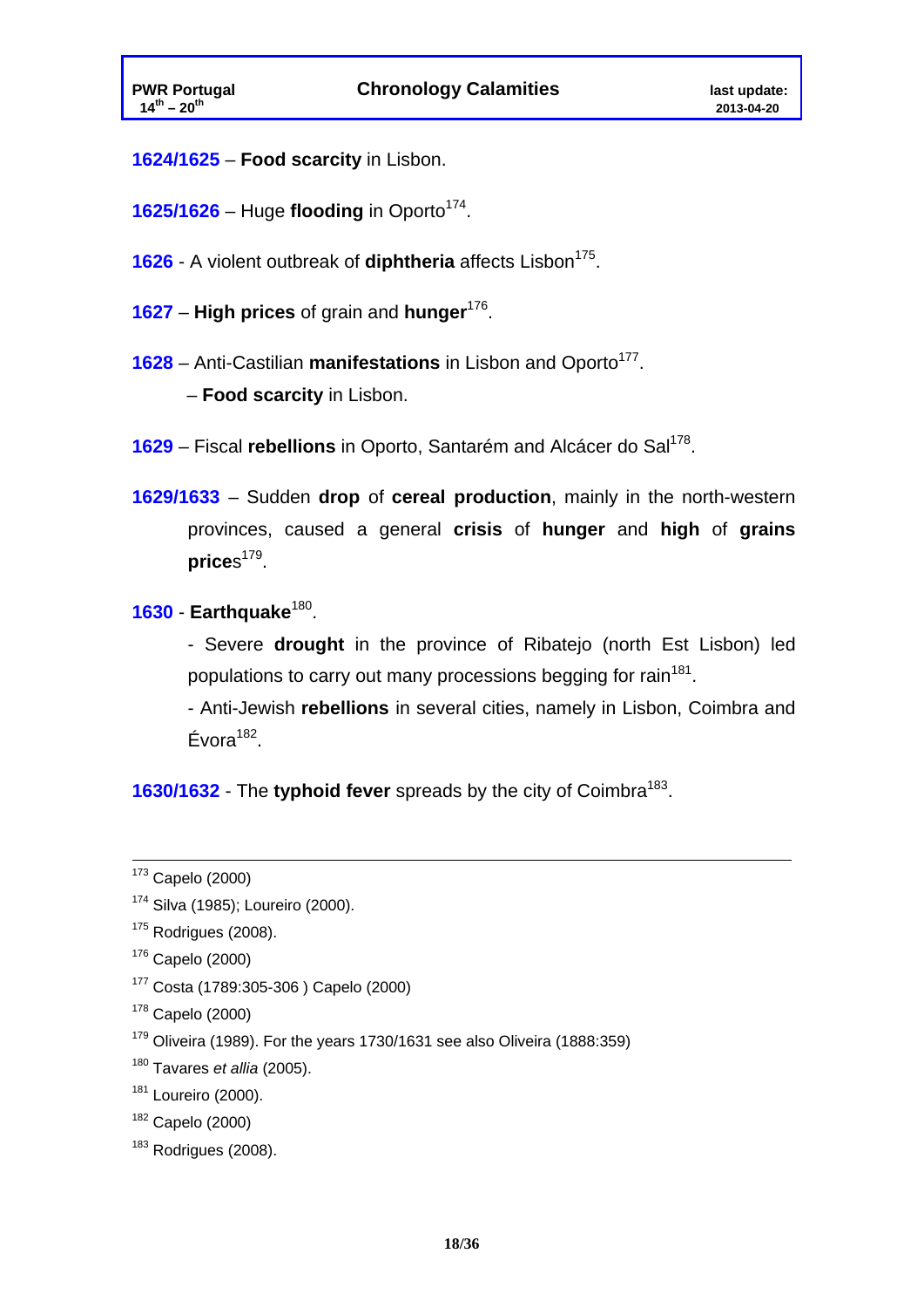**1624/1625** – **Food scarcity** in Lisbon.

**1625/1626** – Huge **flooding** in Oporto[174].

**1626** - A violent outbreak of **diphtheria** affects Lisbon[175].

**1627** – **High prices** of grain and **hunger**[176].

**1628** – Anti-Castilian **manifestations** in Lisbon and Oporto[177].

– **Food scarcity** in Lisbon.

**1629** – Fiscal **rebellions** in Oporto, Santarém and Alcácer do Sal[178].

**1629/1633** – Sudden **drop** of **cereal production**, mainly in the north-western provinces, caused a general **crisis** of **hunger** and **high** of **grains prices**[179].

**1630** - **Earthquake**[180].

- Severe **drought** in the province of Ribatejo (north Est Lisbon) led populations to carry out many processions begging for rain[181].

- Anti-Jewish **rebellions** in several cities, namely in Lisbon, Coimbra and Évora[182].

**1630/1632** - The **typhoid fever** spreads by the city of Coimbra[183].

---

[173] Capelo (2000)

[174] Silva (1985); Loureiro (2000).

[175] Rodrigues (2008).

[176] Capelo (2000)

[177] Costa (1789:305-306 ) Capelo (2000)

[178] Capelo (2000)

[179] Oliveira (1989). For the years 1730/1631 see also Oliveira (1888:359)

[180] Tavares *et allia* (2005).

[181] Loureiro (2000).

[182] Capelo (2000)

[183] Rodrigues (2008).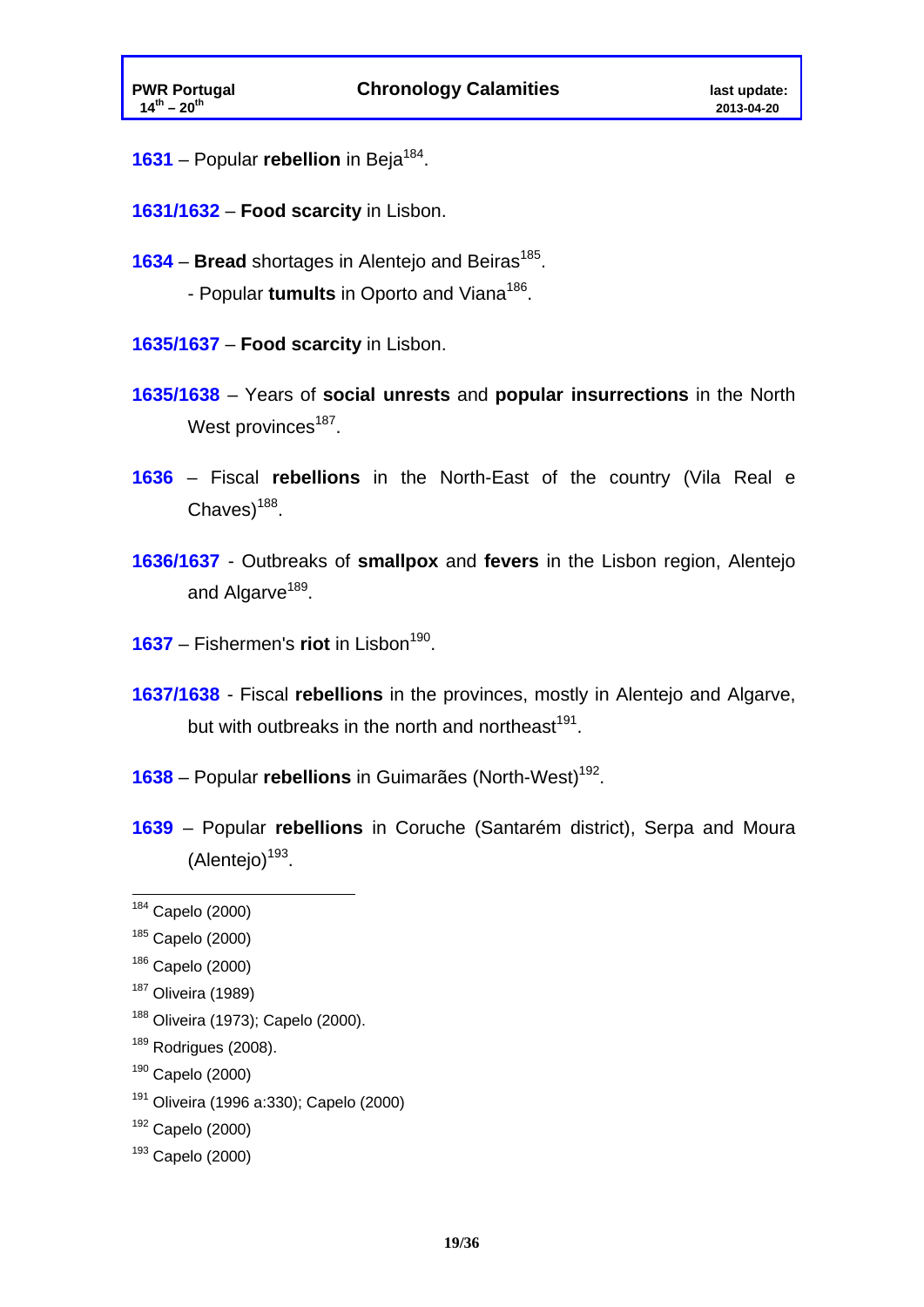**1631** – Popular **rebellion** in Beja[184].

**1631/1632** – **Food scarcity** in Lisbon.

**1634** – **Bread** shortages in Alentejo and Beiras[185].

- Popular **tumults** in Oporto and Viana[186].

**1635/1637** – **Food scarcity** in Lisbon.

**1635/1638** – Years of **social unrests** and **popular insurrections** in the North West provinces[187].

**1636** – Fiscal **rebellions** in the North-East of the country (Vila Real e Chaves)[188].

**1636/1637** - Outbreaks of **smallpox** and **fevers** in the Lisbon region, Alentejo and Algarve[189].

**1637** – Fishermen's **riot** in Lisbon[190].

**1637/1638** - Fiscal **rebellions** in the provinces, mostly in Alentejo and Algarve, but with outbreaks in the north and northeast[191].

**1638** – Popular **rebellions** in Guimarães (North-West)[192].

**1639** – Popular **rebellions** in Coruche (Santarém district), Serpa and Moura (Alentejo)[193].

---

[184] Capelo (2000)

[185] Capelo (2000)

[186] Capelo (2000)

[187] Oliveira (1989)

[188] Oliveira (1973); Capelo (2000).

[189] Rodrigues (2008).

[190] Capelo (2000)

[191] Oliveira (1996 a:330); Capelo (2000)

[192] Capelo (2000)

[193] Capelo (2000)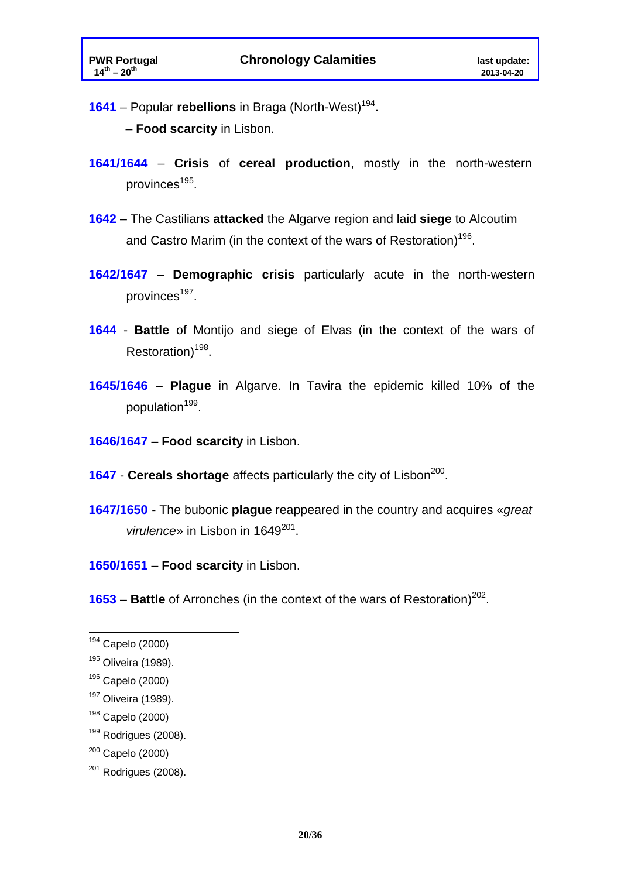**1641** – Popular **rebellions** in Braga (North-West)[194].

– **Food scarcity** in Lisbon.

**1641/1644** – **Crisis** of **cereal production**, mostly in the north-western provinces[195].

**1642** – The Castilians **attacked** the Algarve region and laid **siege** to Alcoutim and Castro Marim (in the context of the wars of Restoration)[196].

**1642/1647** – **Demographic crisis** particularly acute in the north-western provinces[197].

**1644** - **Battle** of Montijo and siege of Elvas (in the context of the wars of Restoration)[198].

**1645/1646** – **Plague** in Algarve. In Tavira the epidemic killed 10% of the population[199].

**1646/1647** – **Food scarcity** in Lisbon.

**1647** - **Cereals shortage** affects particularly the city of Lisbon[200].

**1647/1650** - The bubonic **plague** reappeared in the country and acquires «*great virulence*» in Lisbon in 1649[201].

**1650/1651** – **Food scarcity** in Lisbon.

**1653** – **Battle** of Arronches (in the context of the wars of Restoration)[202].

---

[194] Capelo (2000)

[195] Oliveira (1989).

[196] Capelo (2000)

[197] Oliveira (1989).

[198] Capelo (2000)

[199] Rodrigues (2008).

[200] Capelo (2000)

[201] Rodrigues (2008).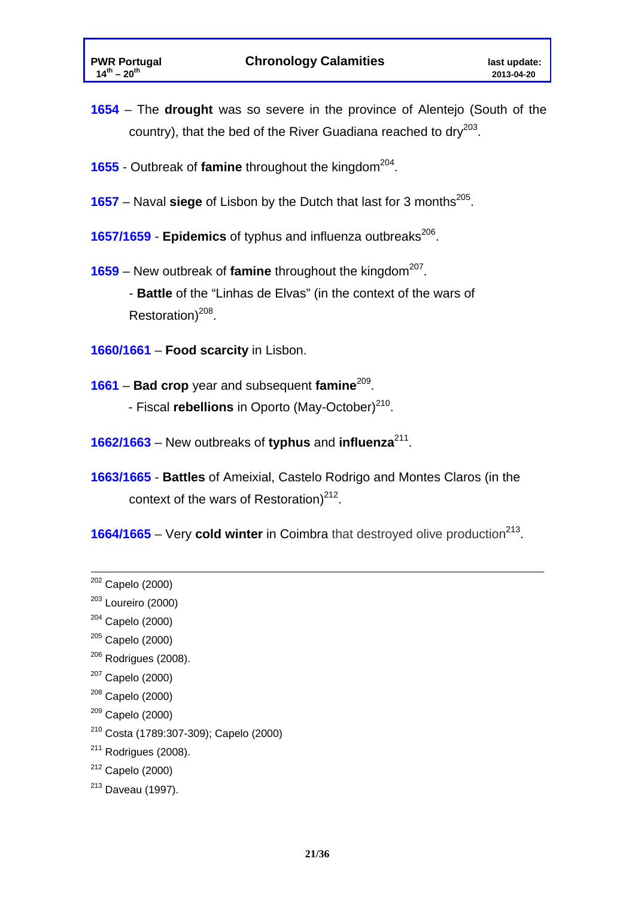**1654** – The **drought** was so severe in the province of Alentejo (South of the country), that the bed of the River Guadiana reached to dry[203].

**1655** - Outbreak of **famine** throughout the kingdom[204].

**1657** – Naval **siege** of Lisbon by the Dutch that last for 3 months[205].

**1657/1659** - **Epidemics** of typhus and influenza outbreaks[206].

**1659** – New outbreak of **famine** throughout the kingdom[207].

- **Battle** of the "Linhas de Elvas" (in the context of the wars of Restoration)[208].

**1660/1661** – **Food scarcity** in Lisbon.

**1661** – **Bad crop** year and subsequent **famine**[209].

- Fiscal **rebellions** in Oporto (May-October)[210].

**1662/1663** – New outbreaks of **typhus** and **influenza**[211].

**1663/1665** - **Battles** of Ameixial, Castelo Rodrigo and Montes Claros (in the context of the wars of Restoration)[212].

**1664/1665** – Very **cold winter** in Coimbra that destroyed olive production[213].

---

[202] Capelo (2000)

[203] Loureiro (2000)

[204] Capelo (2000)

[205] Capelo (2000)

[206] Rodrigues (2008).

[207] Capelo (2000)

[208] Capelo (2000)

[209] Capelo (2000)

[210] Costa (1789:307-309); Capelo (2000)

[211] Rodrigues (2008).

[212] Capelo (2000)

[213] Daveau (1997).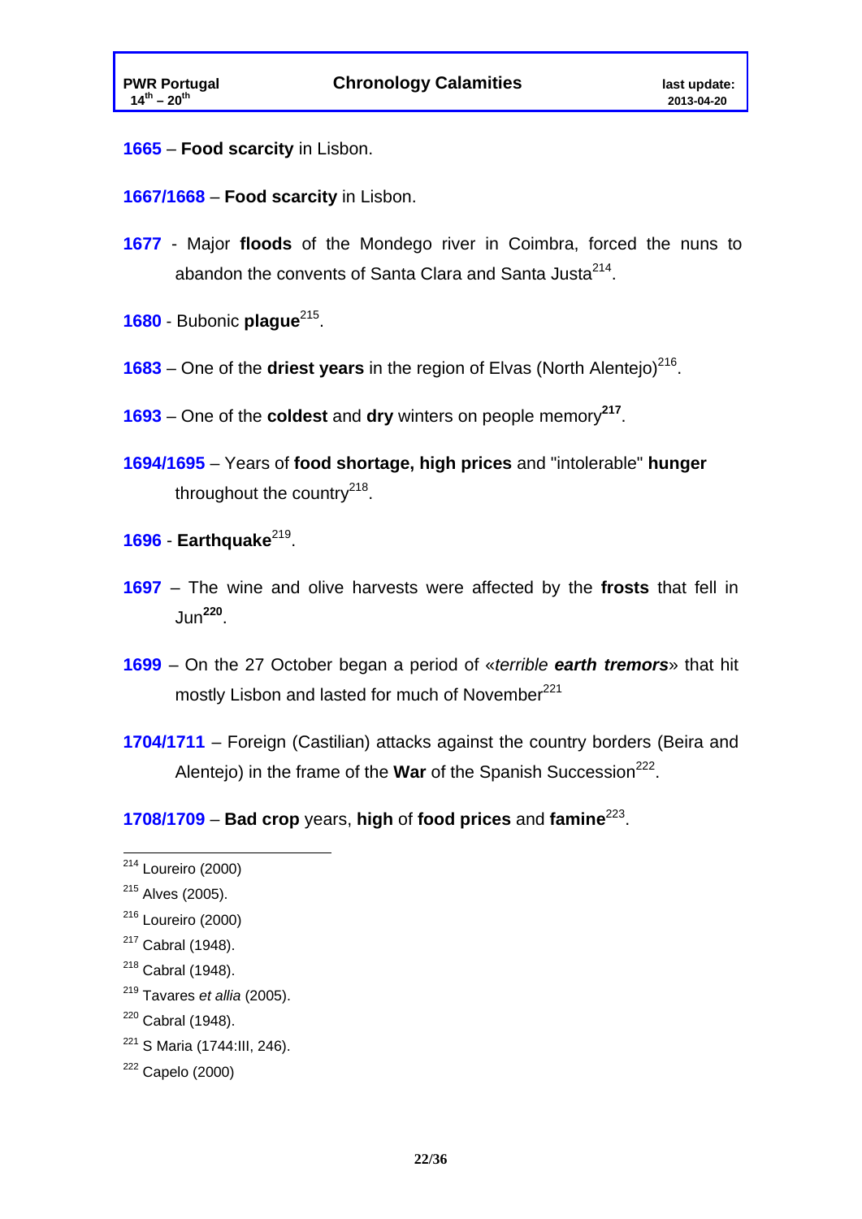**1665** – **Food scarcity** in Lisbon.

**1667/1668** – **Food scarcity** in Lisbon.

**1677** - Major **floods** of the Mondego river in Coimbra, forced the nuns to abandon the convents of Santa Clara and Santa Justa[214].

**1680** - Bubonic **plague**[215].

**1683** – One of the **driest years** in the region of Elvas (North Alentejo)[216].

**1693** – One of the **coldest** and **dry** winters on people memory[217].

**1694/1695** – Years of **food shortage, high prices** and "intolerable" **hunger** throughout the country[218].

**1696** - **Earthquake**[219].

**1697** – The wine and olive harvests were affected by the **frosts** that fell in Jun[220].

**1699** – On the 27 October began a period of «*terrible **earth tremors***» that hit mostly Lisbon and lasted for much of November[221]

**1704/1711** – Foreign (Castilian) attacks against the country borders (Beira and Alentejo) in the frame of the **War** of the Spanish Succession[222].

**1708/1709** – **Bad crop** years, **high** of **food prices** and **famine**[223].

---

[214] Loureiro (2000)

[215] Alves (2005).

[216] Loureiro (2000)

[217] Cabral (1948).

[218] Cabral (1948).

[219] Tavares *et allia* (2005).

[220] Cabral (1948).

[221] S Maria (1744:III, 246).

[222] Capelo (2000)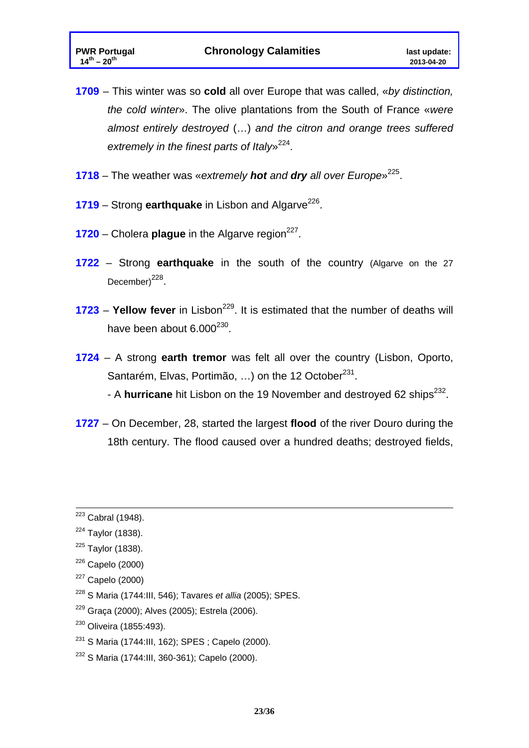**1709** – This winter was so **cold** all over Europe that was called, «*by distinction, the cold winter*». The olive plantations from the South of France «*were almost entirely destroyed* (…) *and the citron and orange trees suffered extremely in the finest parts of Italy*»[224].

**1718** – The weather was «*extremely **hot** and **dry** all over Europe*»[225].

**1719** – Strong **earthquake** in Lisbon and Algarve[226].

**1720** – Cholera **plague** in the Algarve region[227].

**1722** – Strong **earthquake** in the south of the country (Algarve on the 27 December)[228].

**1723** – **Yellow fever** in Lisbon[229]. It is estimated that the number of deaths will have been about 6.000[230].

**1724** – A strong **earth tremor** was felt all over the country (Lisbon, Oporto, Santarém, Elvas, Portimão, …) on the 12 October[231].
- A **hurricane** hit Lisbon on the 19 November and destroyed 62 ships[232].

**1727** – On December, 28, started the largest **flood** of the river Douro during the 18th century. The flood caused over a hundred deaths; destroyed fields,

---

[223] Cabral (1948).
[224] Taylor (1838).
[225] Taylor (1838).
[226] Capelo (2000)
[227] Capelo (2000)
[228] S Maria (1744:III, 546); Tavares *et allia* (2005); SPES.
[229] Graça (2000); Alves (2005); Estrela (2006).
[230] Oliveira (1855:493).
[231] S Maria (1744:III, 162); SPES ; Capelo (2000).
[232] S Maria (1744:III, 360-361); Capelo (2000).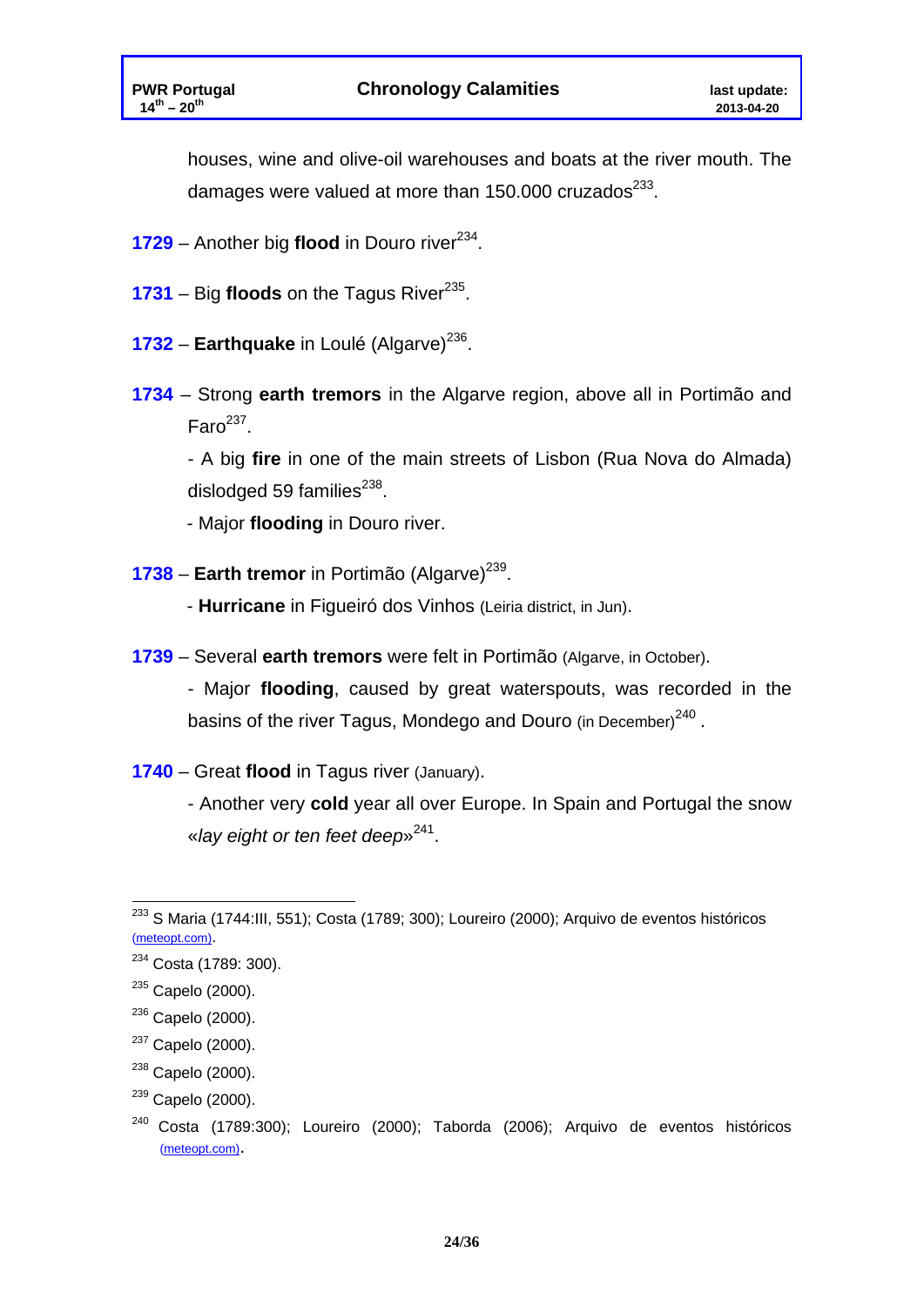houses, wine and olive-oil warehouses and boats at the river mouth. The damages were valued at more than 150.000 cruzados[233].

**1729** – Another big **flood** in Douro river[234].

**1731** – Big **floods** on the Tagus River[235].

**1732** – **Earthquake** in Loulé (Algarve)[236].

**1734** – Strong **earth tremors** in the Algarve region, above all in Portimão and Faro[237].

- A big **fire** in one of the main streets of Lisbon (Rua Nova do Almada) dislodged 59 families[238].

- Major **flooding** in Douro river.

**1738** – **Earth tremor** in Portimão (Algarve)[239].

- **Hurricane** in Figueiró dos Vinhos (Leiria district, in Jun).

**1739** – Several **earth tremors** were felt in Portimão (Algarve, in October).

- Major **flooding**, caused by great waterspouts, was recorded in the basins of the river Tagus, Mondego and Douro (in December)[240] .

**1740** – Great **flood** in Tagus river (January).

- Another very **cold** year all over Europe. In Spain and Portugal the snow «*lay eight or ten feet deep*»[241].

---

[233] S Maria (1744:III, 551); Costa (1789; 300); Loureiro (2000); Arquivo de eventos históricos (meteopt.com).

[234] Costa (1789: 300).

[235] Capelo (2000).

[236] Capelo (2000).

[237] Capelo (2000).

[238] Capelo (2000).

[239] Capelo (2000).

[240] Costa (1789:300); Loureiro (2000); Taborda (2006); Arquivo de eventos históricos (meteopt.com).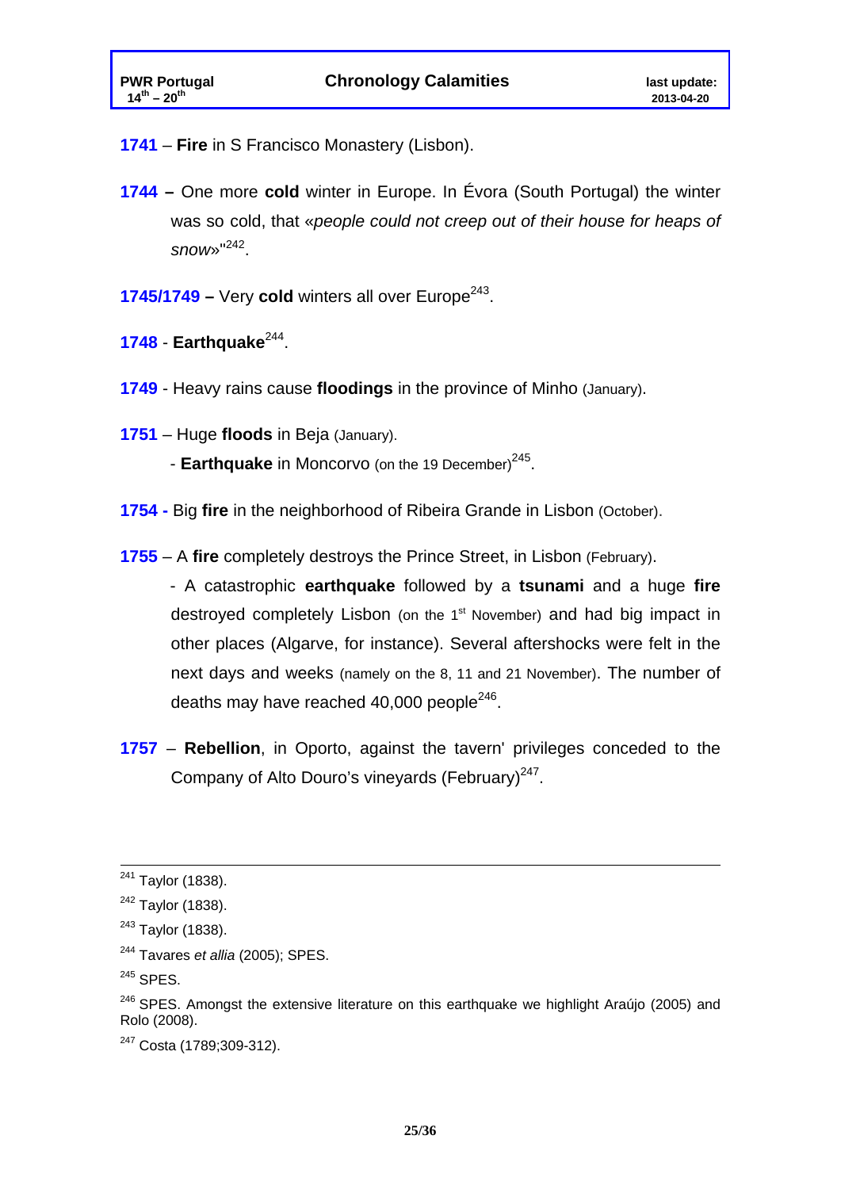**1741** – **Fire** in S Francisco Monastery (Lisbon).

**1744 –** One more **cold** winter in Europe. In Évora (South Portugal) the winter was so cold, that «*people could not creep out of their house for heaps of snow*»"[242].

**1745/1749 –** Very **cold** winters all over Europe[243].

**1748** - **Earthquake**[244].

**1749** - Heavy rains cause **floodings** in the province of Minho (January).

**1751** – Huge **floods** in Beja (January).

- **Earthquake** in Moncorvo (on the 19 December)[245].

**1754 -** Big **fire** in the neighborhood of Ribeira Grande in Lisbon (October).

**1755** – A **fire** completely destroys the Prince Street, in Lisbon (February).

- A catastrophic **earthquake** followed by a **tsunami** and a huge **fire** destroyed completely Lisbon (on the 1st November) and had big impact in other places (Algarve, for instance). Several aftershocks were felt in the next days and weeks (namely on the 8, 11 and 21 November). The number of deaths may have reached 40,000 people[246].

**1757** – **Rebellion**, in Oporto, against the tavern' privileges conceded to the Company of Alto Douro's vineyards (February)[247].

---

[241] Taylor (1838).

[242] Taylor (1838).

[243] Taylor (1838).

[244] Tavares *et allia* (2005); SPES.

[245] SPES.

[246] SPES. Amongst the extensive literature on this earthquake we highlight Araújo (2005) and Rolo (2008).

[247] Costa (1789;309-312).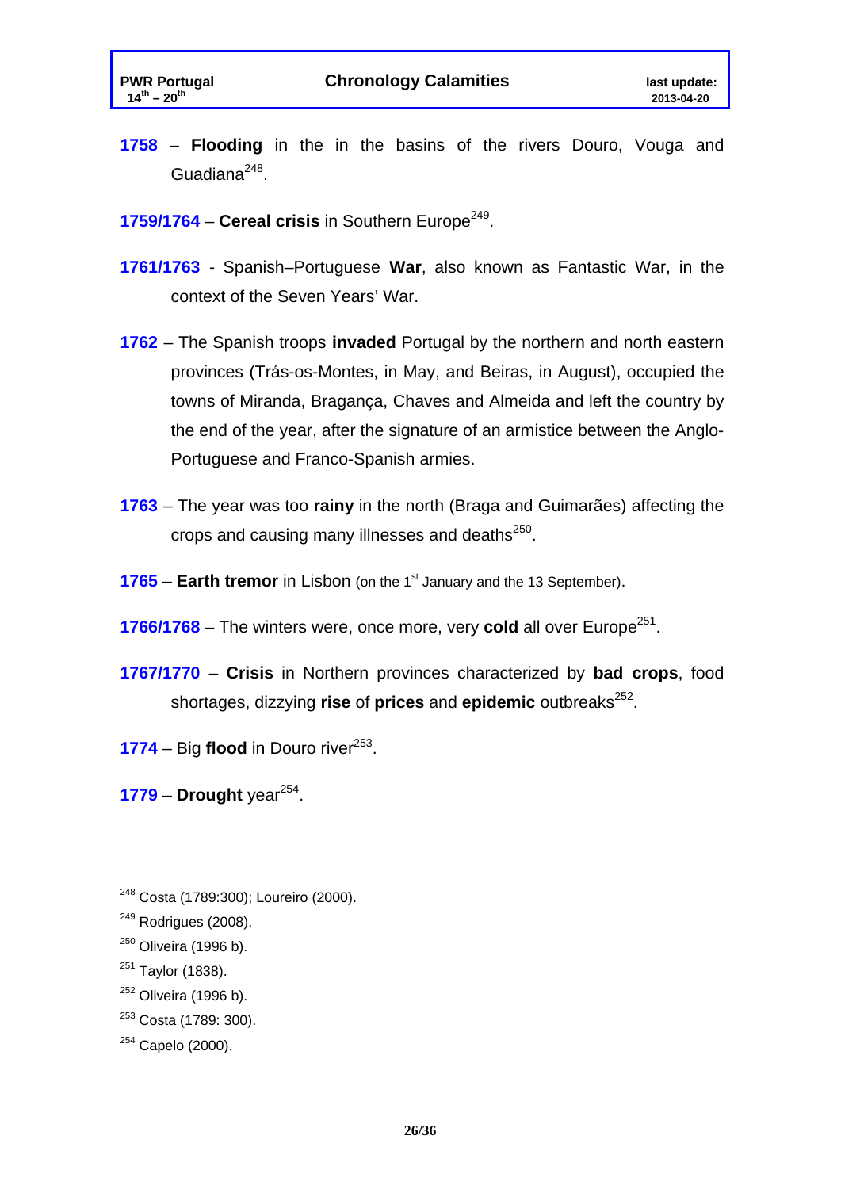**1758** – **Flooding** in the in the basins of the rivers Douro, Vouga and Guadiana[248].

**1759/1764** – **Cereal crisis** in Southern Europe[249].

**1761/1763** - Spanish–Portuguese **War**, also known as Fantastic War, in the context of the Seven Years' War.

**1762** – The Spanish troops **invaded** Portugal by the northern and north eastern provinces (Trás-os-Montes, in May, and Beiras, in August), occupied the towns of Miranda, Bragança, Chaves and Almeida and left the country by the end of the year, after the signature of an armistice between the Anglo-Portuguese and Franco-Spanish armies.

**1763** – The year was too **rainy** in the north (Braga and Guimarães) affecting the crops and causing many illnesses and deaths[250].

**1765** – **Earth tremor** in Lisbon (on the 1st January and the 13 September).

**1766/1768** – The winters were, once more, very **cold** all over Europe[251].

**1767/1770** – **Crisis** in Northern provinces characterized by **bad crops**, food shortages, dizzying **rise** of **prices** and **epidemic** outbreaks[252].

**1774** – Big **flood** in Douro river[253].

**1779** – **Drought** year[254].

---

[248] Costa (1789:300); Loureiro (2000).

[249] Rodrigues (2008).

[250] Oliveira (1996 b).

[251] Taylor (1838).

[252] Oliveira (1996 b).

[253] Costa (1789: 300).

[254] Capelo (2000).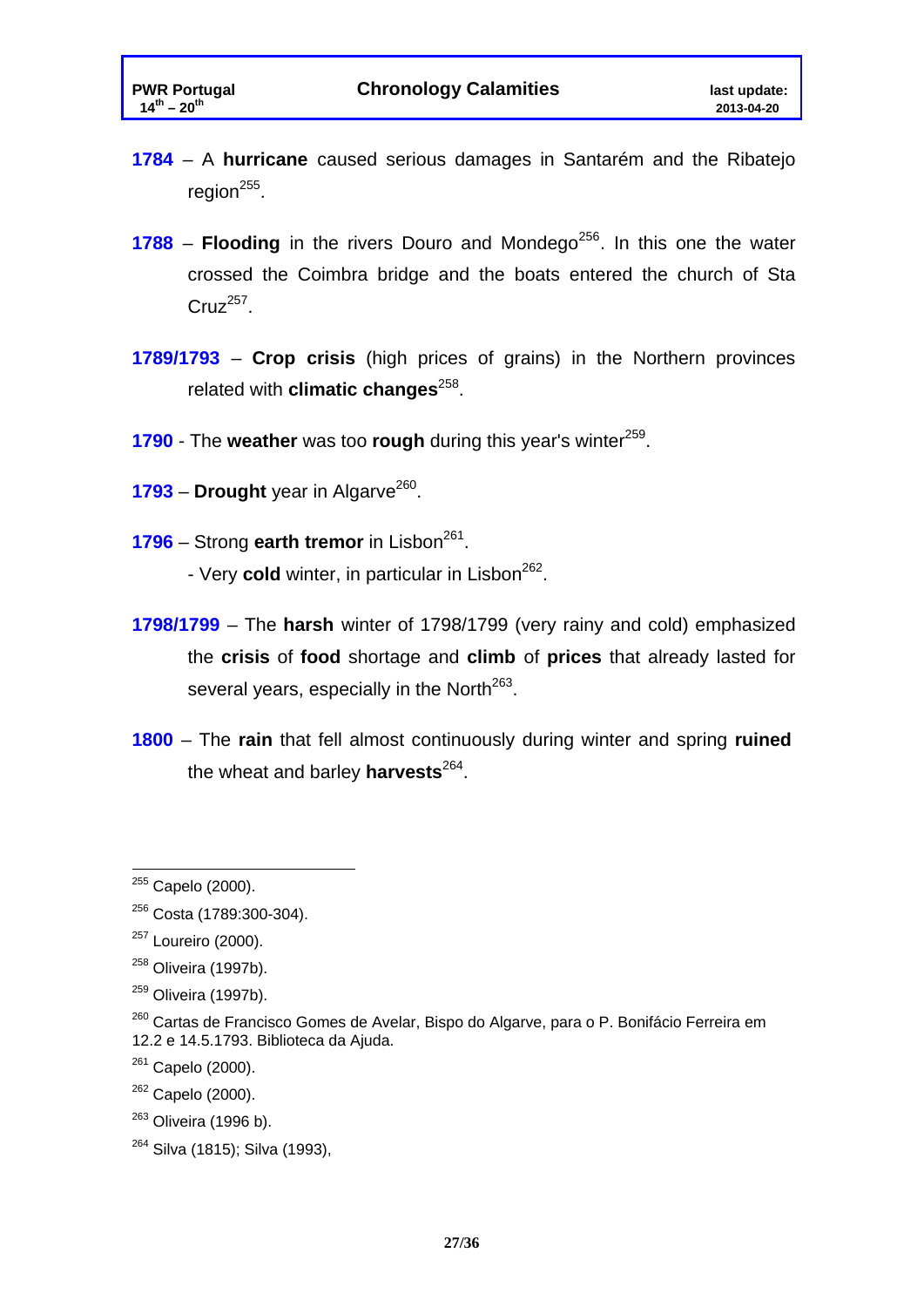**1784** – A **hurricane** caused serious damages in Santarém and the Ribatejo region[255].

**1788** – **Flooding** in the rivers Douro and Mondego[256]. In this one the water crossed the Coimbra bridge and the boats entered the church of Sta Cruz[257].

**1789/1793** – **Crop crisis** (high prices of grains) in the Northern provinces related with **climatic changes**[258].

**1790** - The **weather** was too **rough** during this year's winter[259].

**1793** – **Drought** year in Algarve[260].

**1796** – Strong **earth tremor** in Lisbon[261].

- Very **cold** winter, in particular in Lisbon[262].

**1798/1799** – The **harsh** winter of 1798/1799 (very rainy and cold) emphasized the **crisis** of **food** shortage and **climb** of **prices** that already lasted for several years, especially in the North[263].

**1800** – The **rain** that fell almost continuously during winter and spring **ruined** the wheat and barley **harvests**[264].

---

[255] Capelo (2000).

[256] Costa (1789:300-304).

[257] Loureiro (2000).

[258] Oliveira (1997b).

[259] Oliveira (1997b).

[260] Cartas de Francisco Gomes de Avelar, Bispo do Algarve, para o P. Bonifácio Ferreira em 12.2 e 14.5.1793. Biblioteca da Ajuda.

[261] Capelo (2000).

[262] Capelo (2000).

[263] Oliveira (1996 b).

[264] Silva (1815); Silva (1993),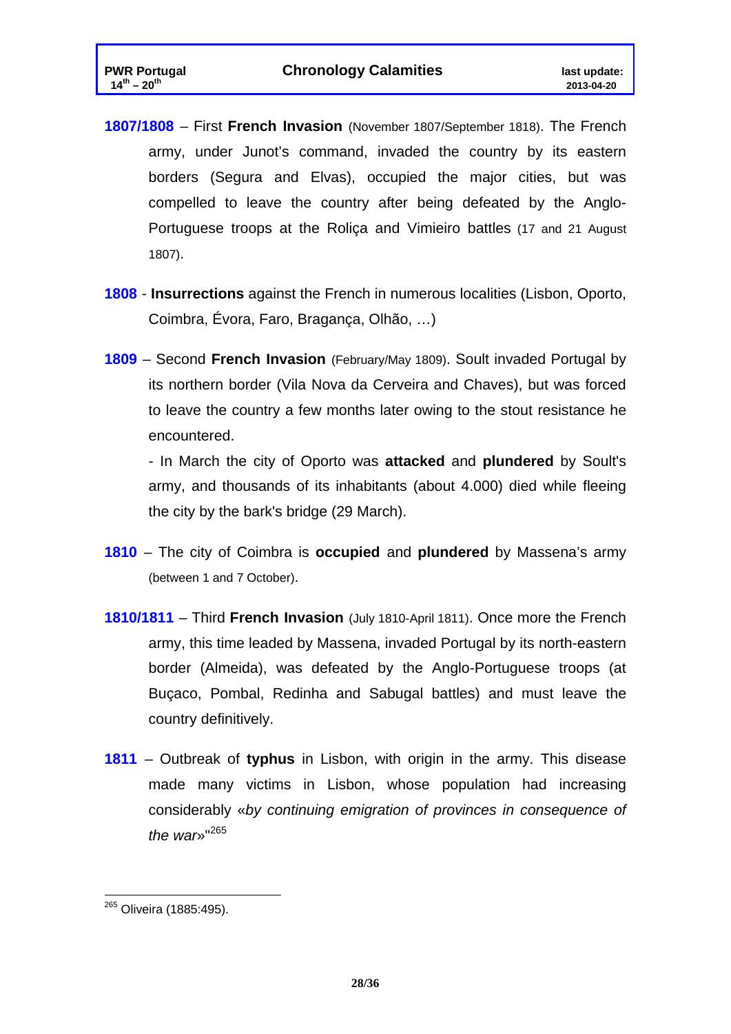**1807/1808** – First **French Invasion** (November 1807/September 1818). The French army, under Junot's command, invaded the country by its eastern borders (Segura and Elvas), occupied the major cities, but was compelled to leave the country after being defeated by the Anglo-Portuguese troops at the Roliça and Vimieiro battles (17 and 21 August 1807).

**1808** - **Insurrections** against the French in numerous localities (Lisbon, Oporto, Coimbra, Évora, Faro, Bragança, Olhão, …)

**1809** – Second **French Invasion** (February/May 1809). Soult invaded Portugal by its northern border (Vila Nova da Cerveira and Chaves), but was forced to leave the country a few months later owing to the stout resistance he encountered.

- In March the city of Oporto was **attacked** and **plundered** by Soult's army, and thousands of its inhabitants (about 4.000) died while fleeing the city by the bark's bridge (29 March).

**1810** – The city of Coimbra is **occupied** and **plundered** by Massena's army (between 1 and 7 October).

**1810/1811** – Third **French Invasion** (July 1810-April 1811). Once more the French army, this time leaded by Massena, invaded Portugal by its north-eastern border (Almeida), was defeated by the Anglo-Portuguese troops (at Buçaco, Pombal, Redinha and Sabugal battles) and must leave the country definitively.

**1811** – Outbreak of **typhus** in Lisbon, with origin in the army. This disease made many victims in Lisbon, whose population had increasing considerably «*by continuing emigration of provinces in consequence of the war*»"[265]

---

[265] Oliveira (1885:495).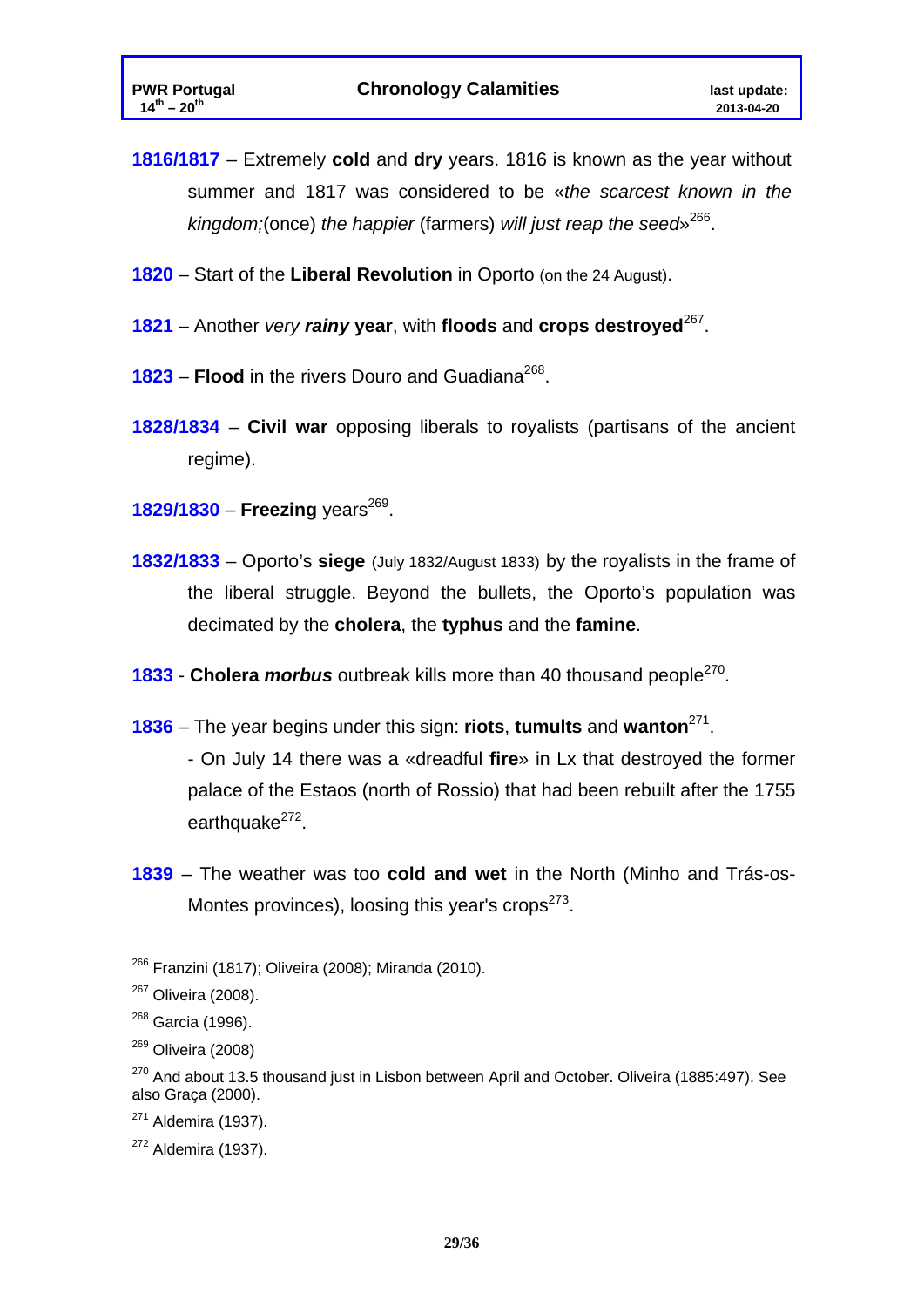**1816/1817** – Extremely **cold** and **dry** years. 1816 is known as the year without summer and 1817 was considered to be «*the scarcest known in the kingdom;*(once) *the happier* (farmers) *will just reap the seed*»[266].

**1820** – Start of the **Liberal Revolution** in Oporto (on the 24 August).

**1821** – Another *very **rainy*** **year**, with **floods** and **crops destroyed**[267].

**1823** – **Flood** in the rivers Douro and Guadiana[268].

**1828/1834** – **Civil war** opposing liberals to royalists (partisans of the ancient regime).

**1829/1830** – **Freezing** years[269].

**1832/1833** – Oporto's **siege** (July 1832/August 1833) by the royalists in the frame of the liberal struggle. Beyond the bullets, the Oporto's population was decimated by the **cholera**, the **typhus** and the **famine**.

**1833** - **Cholera *morbus*** outbreak kills more than 40 thousand people[270].

**1836** – The year begins under this sign: **riots**, **tumults** and **wanton**[271].

- On July 14 there was a «dreadful **fire**» in Lx that destroyed the former palace of the Estaos (north of Rossio) that had been rebuilt after the 1755 earthquake[272].

**1839** – The weather was too **cold and wet** in the North (Minho and Trás-os-Montes provinces), loosing this year's crops[273].

---

[266] Franzini (1817); Oliveira (2008); Miranda (2010).

[267] Oliveira (2008).

[268] Garcia (1996).

[269] Oliveira (2008)

[270] And about 13.5 thousand just in Lisbon between April and October. Oliveira (1885:497). See also Graça (2000).

[271] Aldemira (1937).

[272] Aldemira (1937).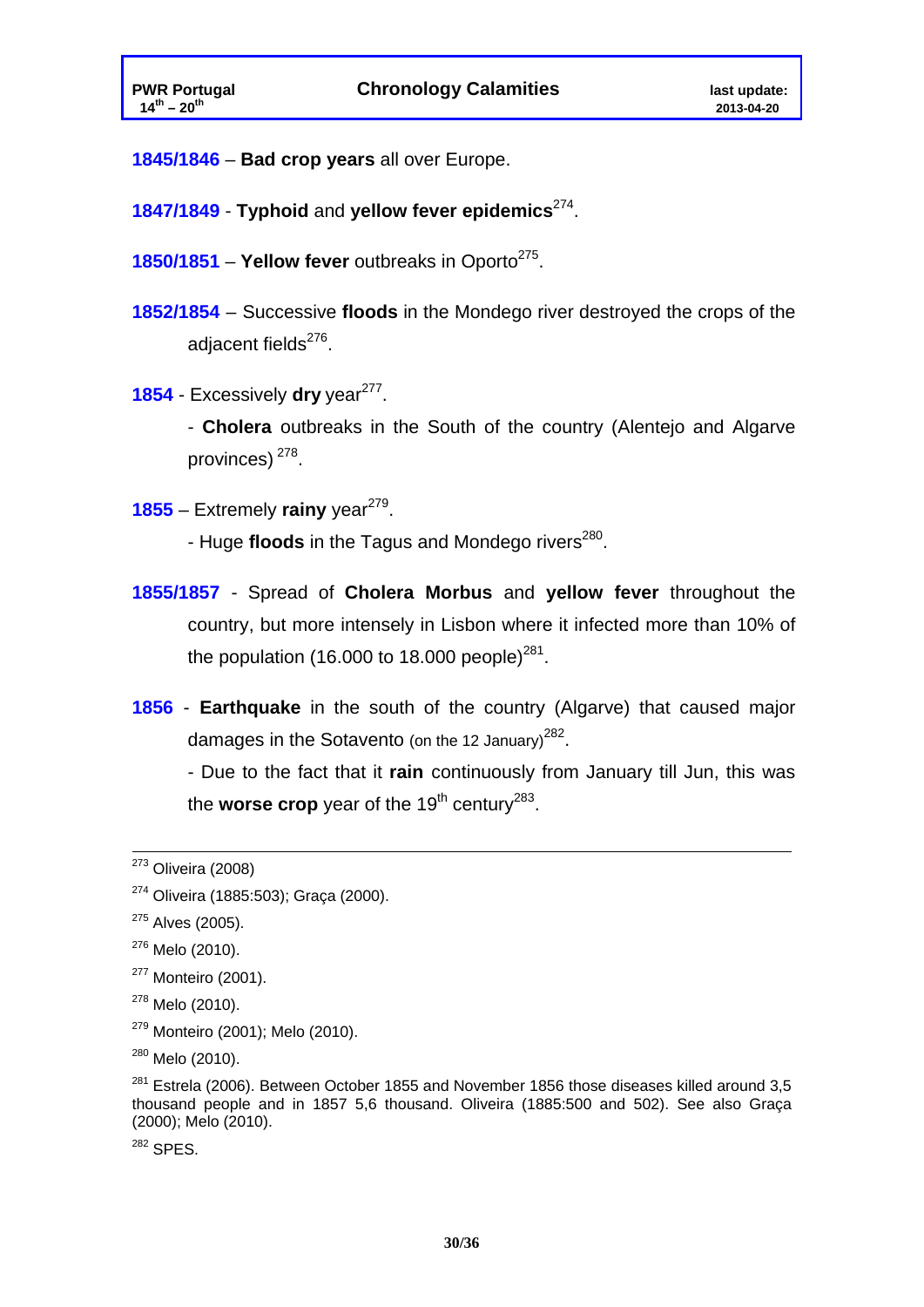**1845/1846** – **Bad crop years** all over Europe.

**1847/1849** - **Typhoid** and **yellow fever epidemics**[274].

**1850/1851** – **Yellow fever** outbreaks in Oporto[275].

**1852/1854** – Successive **floods** in the Mondego river destroyed the crops of the adjacent fields[276].

**1854** - Excessively **dry** year[277].

- **Cholera** outbreaks in the South of the country (Alentejo and Algarve provinces) [278].

**1855** – Extremely **rainy** year[279].

- Huge **floods** in the Tagus and Mondego rivers[280].

**1855/1857** - Spread of **Cholera Morbus** and **yellow fever** throughout the country, but more intensely in Lisbon where it infected more than 10% of the population (16.000 to 18.000 people)[281].

**1856** - **Earthquake** in the south of the country (Algarve) that caused major damages in the Sotavento (on the 12 January)[282].

- Due to the fact that it **rain** continuously from January till Jun, this was the **worse crop** year of the 19th century[283].

---

[273] Oliveira (2008)

[274] Oliveira (1885:503); Graça (2000).

[275] Alves (2005).

[276] Melo (2010).

[277] Monteiro (2001).

[278] Melo (2010).

[279] Monteiro (2001); Melo (2010).

[280] Melo (2010).

[281] Estrela (2006). Between October 1855 and November 1856 those diseases killed around 3,5 thousand people and in 1857 5,6 thousand. Oliveira (1885:500 and 502). See also Graça (2000); Melo (2010).

[282] SPES.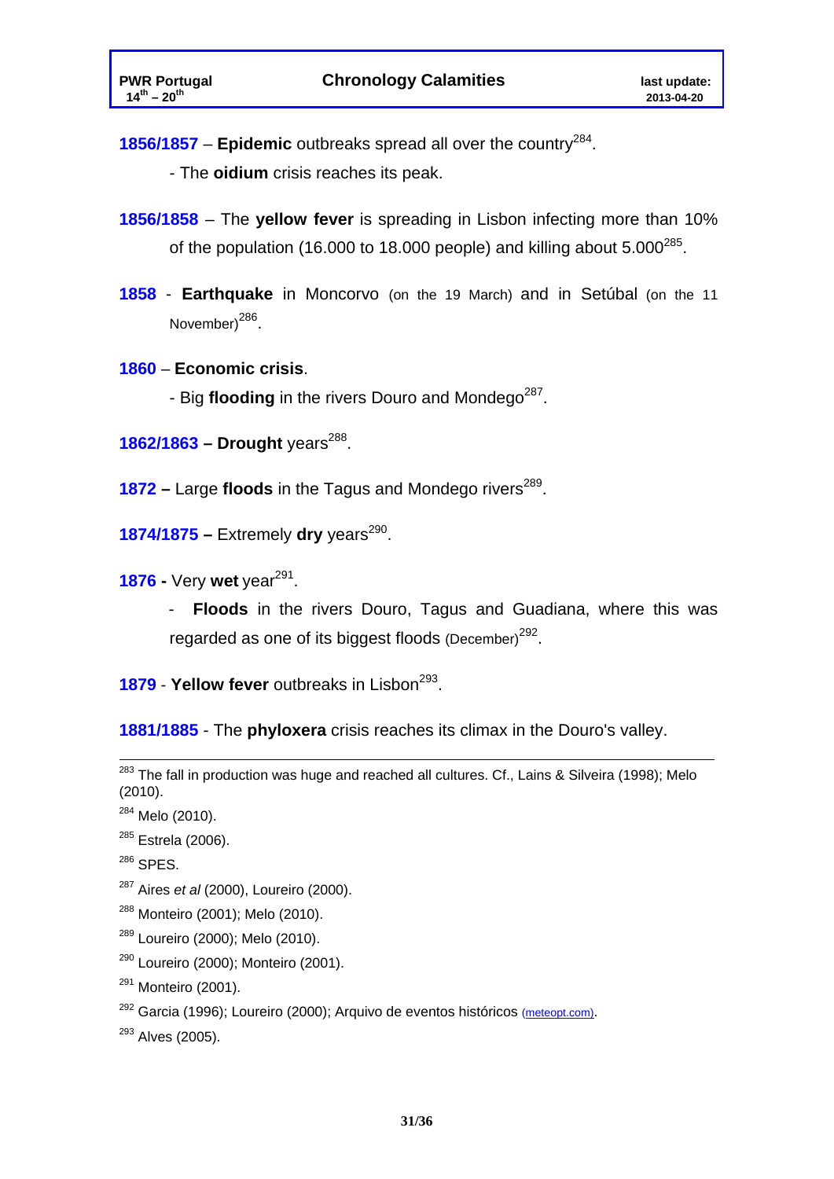**1856/1857** – **Epidemic** outbreaks spread all over the country[284].

- The **oidium** crisis reaches its peak.

**1856/1858** – The **yellow fever** is spreading in Lisbon infecting more than 10% of the population (16.000 to 18.000 people) and killing about 5.000[285].

**1858** - **Earthquake** in Moncorvo (on the 19 March) and in Setúbal (on the 11 November)[286].

**1860** – **Economic crisis**.

- Big **flooding** in the rivers Douro and Mondego[287].

**1862/1863 – Drought** years[288].

**1872 –** Large **floods** in the Tagus and Mondego rivers[289].

**1874/1875 –** Extremely **dry** years[290].

**1876 -** Very **wet** year[291].

- **Floods** in the rivers Douro, Tagus and Guadiana, where this was regarded as one of its biggest floods (December)[292].

**1879** - **Yellow fever** outbreaks in Lisbon[293].

**1881/1885** - The **phyloxera** crisis reaches its climax in the Douro's valley.

---

[283] The fall in production was huge and reached all cultures. Cf., Lains & Silveira (1998); Melo (2010).

[284] Melo (2010).

[285] Estrela (2006).

[286] SPES.

[287] Aires *et al* (2000), Loureiro (2000).

[288] Monteiro (2001); Melo (2010).

[289] Loureiro (2000); Melo (2010).

[290] Loureiro (2000); Monteiro (2001).

[291] Monteiro (2001).

[292] Garcia (1996); Loureiro (2000); Arquivo de eventos históricos (meteopt.com).

[293] Alves (2005).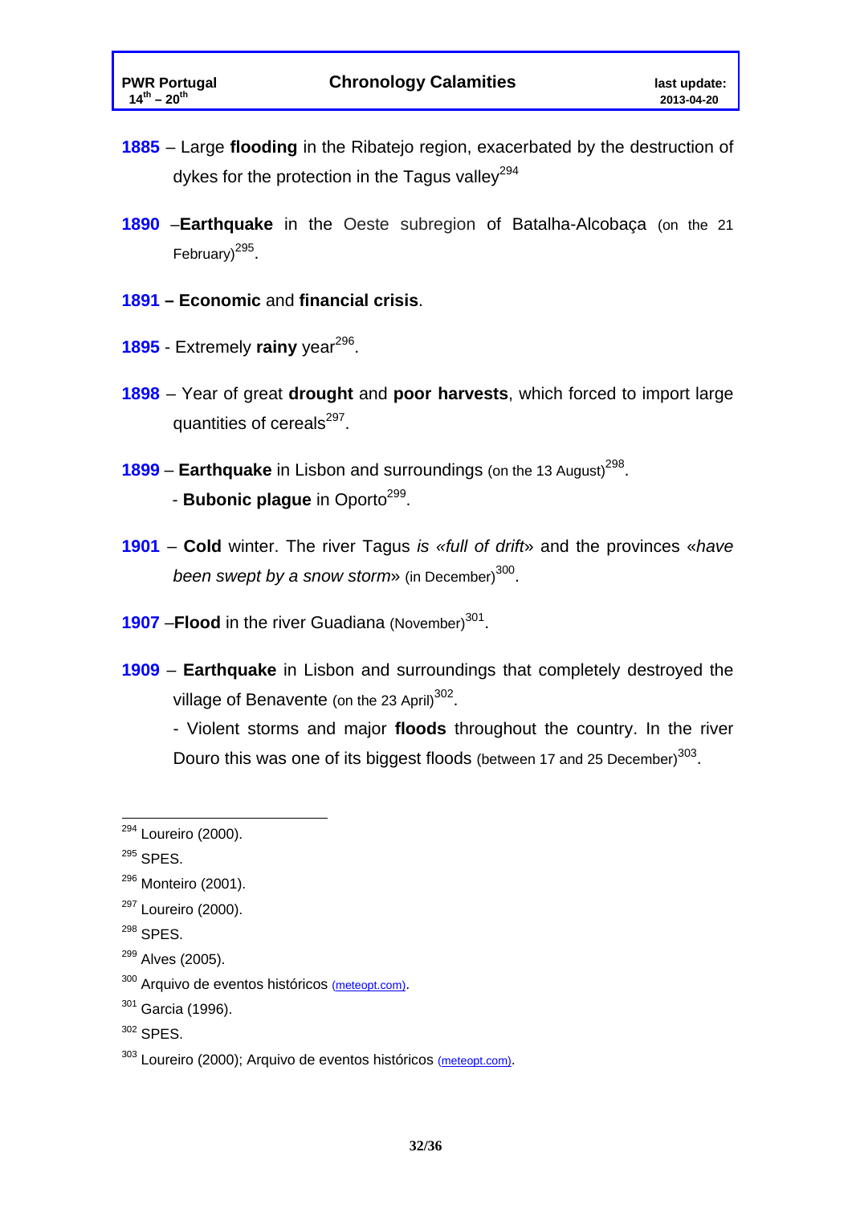**1885** – Large **flooding** in the Ribatejo region, exacerbated by the destruction of dykes for the protection in the Tagus valley[294]

**1890** –**Earthquake** in the Oeste subregion of Batalha-Alcobaça (on the 21 February)[295].

**1891 – Economic** and **financial crisis**.

**1895** - Extremely **rainy** year[296].

**1898** – Year of great **drought** and **poor harvests**, which forced to import large quantities of cereals[297].

**1899** – **Earthquake** in Lisbon and surroundings (on the 13 August)[298].

- **Bubonic plague** in Oporto[299].

**1901** – **Cold** winter. The river Tagus *is «full of drift»* and the provinces «*have been swept by a snow storm*» (in December)[300].

**1907** –**Flood** in the river Guadiana (November)[301].

**1909** – **Earthquake** in Lisbon and surroundings that completely destroyed the village of Benavente (on the 23 April)[302].

- Violent storms and major **floods** throughout the country. In the river Douro this was one of its biggest floods (between 17 and 25 December)[303].

---

[294] Loureiro (2000).

[295] SPES.

[296] Monteiro (2001).

[297] Loureiro (2000).

[298] SPES.

[299] Alves (2005).

[300] Arquivo de eventos históricos (meteopt.com).

[301] Garcia (1996).

[302] SPES.

[303] Loureiro (2000); Arquivo de eventos históricos (meteopt.com).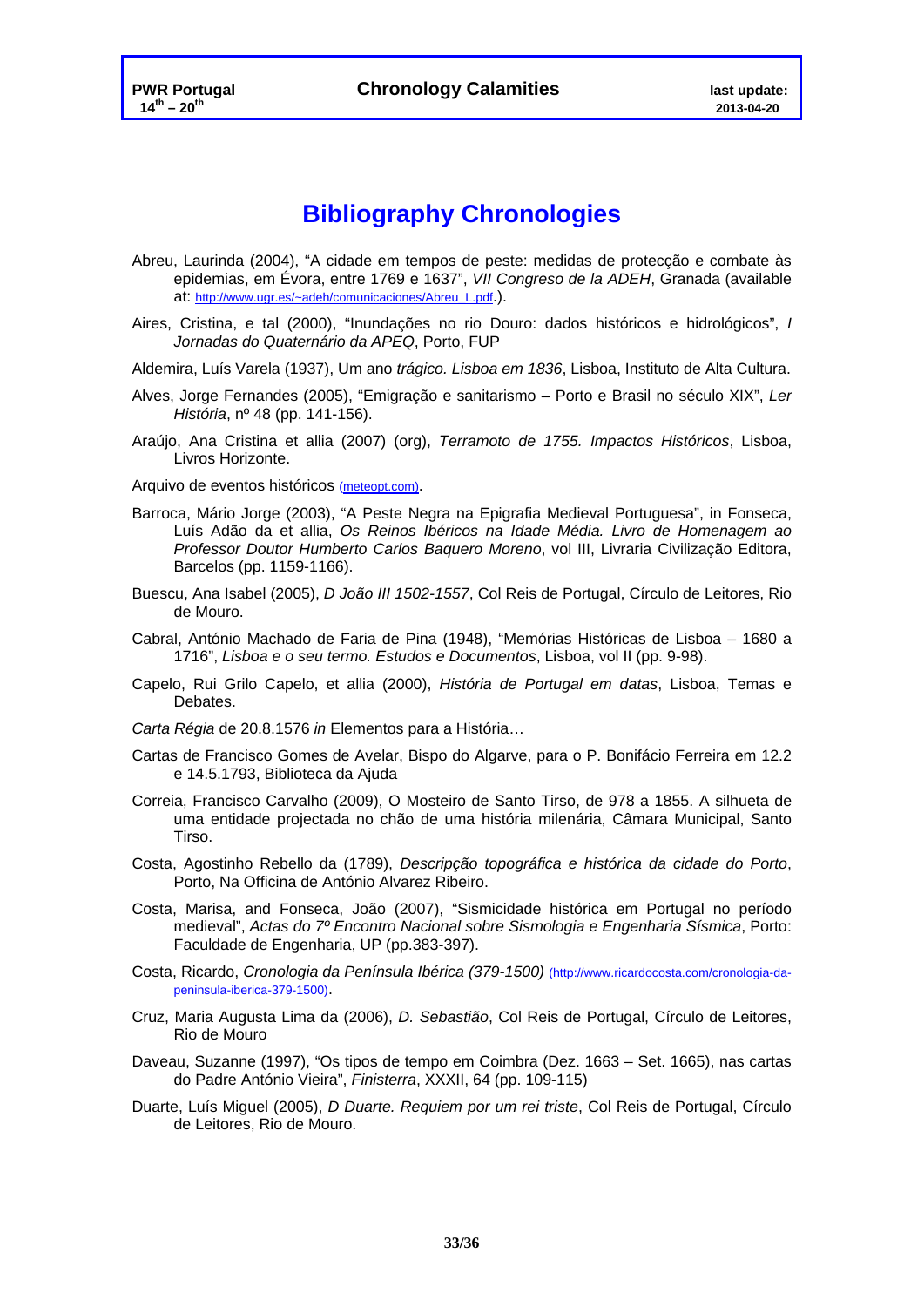# Bibliography Chronologies

Abreu, Laurinda (2004), "A cidade em tempos de peste: medidas de protecção e combate às epidemias, em Évora, entre 1769 e 1637", *VII Congreso de la ADEH*, Granada (available at: http://www.ugr.es/~adeh/comunicaciones/Abreu_L.pdf.).

Aires, Cristina, e tal (2000), "Inundações no rio Douro: dados históricos e hidrológicos", *I Jornadas do Quaternário da APEQ*, Porto, FUP

Aldemira, Luís Varela (1937), Um ano *trágico. Lisboa em 1836*, Lisboa, Instituto de Alta Cultura.

Alves, Jorge Fernandes (2005), "Emigração e sanitarismo – Porto e Brasil no século XIX", *Ler História*, nº 48 (pp. 141-156).

Araújo, Ana Cristina et allia (2007) (org), *Terramoto de 1755. Impactos Históricos*, Lisboa, Livros Horizonte.

Arquivo de eventos históricos (meteopt.com).

Barroca, Mário Jorge (2003), "A Peste Negra na Epigrafia Medieval Portuguesa", in Fonseca, Luís Adão da et allia, *Os Reinos Ibéricos na Idade Média. Livro de Homenagem ao Professor Doutor Humberto Carlos Baquero Moreno*, vol III, Livraria Civilização Editora, Barcelos (pp. 1159-1166).

Buescu, Ana Isabel (2005), *D João III 1502-1557*, Col Reis de Portugal, Círculo de Leitores, Rio de Mouro.

Cabral, António Machado de Faria de Pina (1948), "Memórias Históricas de Lisboa – 1680 a 1716", *Lisboa e o seu termo. Estudos e Documentos*, Lisboa, vol II (pp. 9-98).

Capelo, Rui Grilo Capelo, et allia (2000), *História de Portugal em datas*, Lisboa, Temas e Debates.

*Carta Régia* de 20.8.1576 *in* Elementos para a História…

Cartas de Francisco Gomes de Avelar, Bispo do Algarve, para o P. Bonifácio Ferreira em 12.2 e 14.5.1793, Biblioteca da Ajuda

Correia, Francisco Carvalho (2009), O Mosteiro de Santo Tirso, de 978 a 1855. A silhueta de uma entidade projectada no chão de uma história milenária, Câmara Municipal, Santo Tirso.

Costa, Agostinho Rebello da (1789), *Descripção topográfica e histórica da cidade do Porto*, Porto, Na Officina de António Alvarez Ribeiro.

Costa, Marisa, and Fonseca, João (2007), "Sismicidade histórica em Portugal no período medieval", *Actas do 7º Encontro Nacional sobre Sismologia e Engenharia Sísmica*, Porto: Faculdade de Engenharia, UP (pp.383-397).

Costa, Ricardo, *Cronologia da Península Ibérica (379-1500)* (http://www.ricardocosta.com/cronologia-da-peninsula-iberica-379-1500).

Cruz, Maria Augusta Lima da (2006), *D. Sebastião*, Col Reis de Portugal, Círculo de Leitores, Rio de Mouro

Daveau, Suzanne (1997), "Os tipos de tempo em Coimbra (Dez. 1663 – Set. 1665), nas cartas do Padre António Vieira", *Finisterra*, XXXII, 64 (pp. 109-115)

Duarte, Luís Miguel (2005), *D Duarte. Requiem por um rei triste*, Col Reis de Portugal, Círculo de Leitores, Rio de Mouro.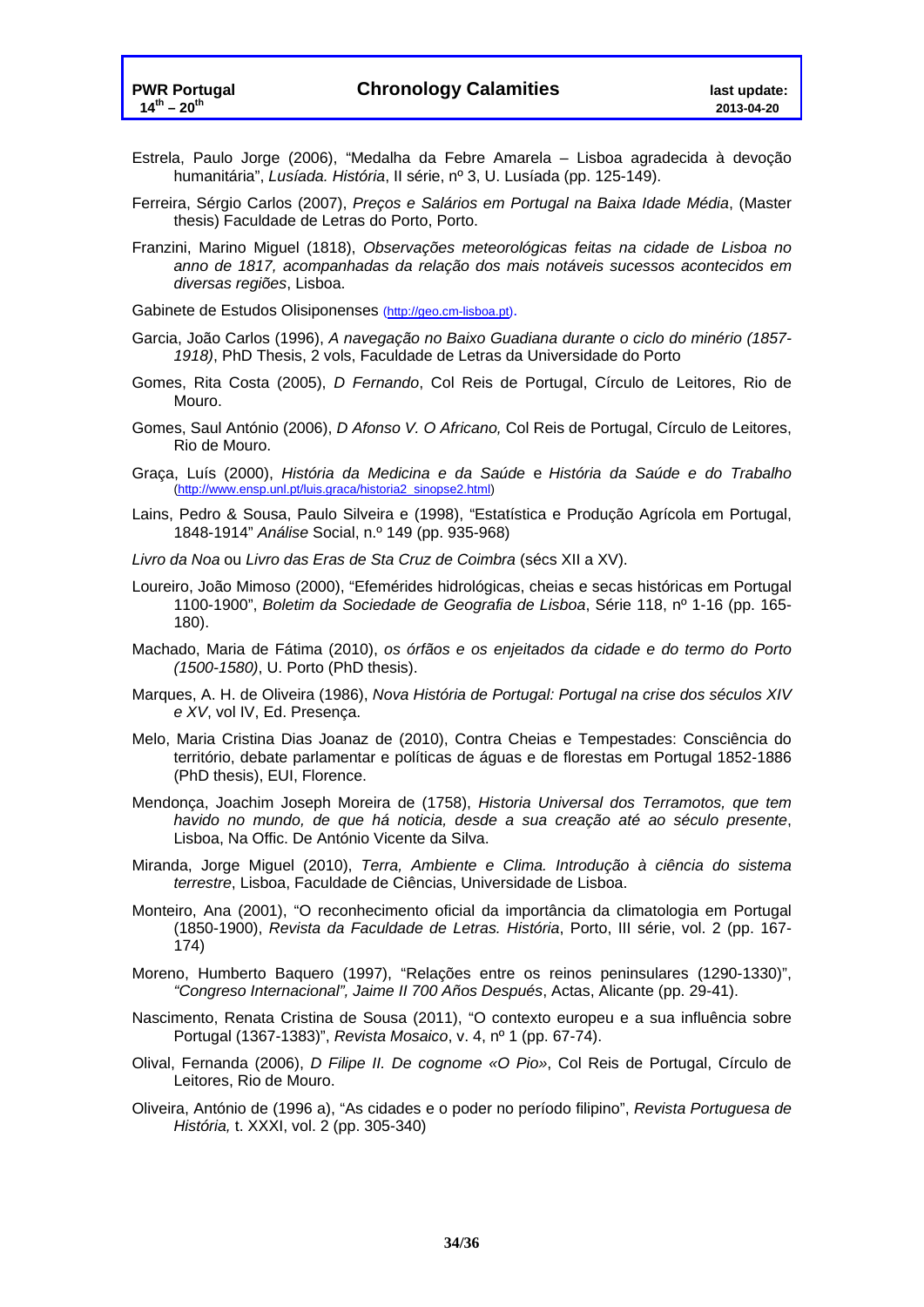Estrela, Paulo Jorge (2006), "Medalha da Febre Amarela – Lisboa agradecida à devoção humanitária", *Lusíada. História*, II série, nº 3, U. Lusíada (pp. 125-149).

Ferreira, Sérgio Carlos (2007), *Preços e Salários em Portugal na Baixa Idade Média*, (Master thesis) Faculdade de Letras do Porto, Porto.

Franzini, Marino Miguel (1818), *Observações meteorológicas feitas na cidade de Lisboa no anno de 1817, acompanhadas da relação dos mais notáveis sucessos acontecidos em diversas regiões*, Lisboa.

Gabinete de Estudos Olisiponenses (http://geo.cm-lisboa.pt).

Garcia, João Carlos (1996), *A navegação no Baixo Guadiana durante o ciclo do minério (1857-1918)*, PhD Thesis, 2 vols, Faculdade de Letras da Universidade do Porto

Gomes, Rita Costa (2005), *D Fernando*, Col Reis de Portugal, Círculo de Leitores, Rio de Mouro.

Gomes, Saul António (2006), *D Afonso V. O Africano,* Col Reis de Portugal, Círculo de Leitores, Rio de Mouro.

Graça, Luís (2000), *História da Medicina e da Saúde* e *História da Saúde e do Trabalho* (http://www.ensp.unl.pt/luis.graca/historia2_sinopse2.html)

Lains, Pedro & Sousa, Paulo Silveira e (1998), "Estatística e Produção Agrícola em Portugal, 1848-1914" *Análise* Social, n.º 149 (pp. 935-968)

*Livro da Noa* ou *Livro das Eras de Sta Cruz de Coimbra* (sécs XII a XV).

Loureiro, João Mimoso (2000), "Efemérides hidrológicas, cheias e secas históricas em Portugal 1100-1900", *Boletim da Sociedade de Geografia de Lisboa*, Série 118, nº 1-16 (pp. 165-180).

Machado, Maria de Fátima (2010), *os órfãos e os enjeitados da cidade e do termo do Porto (1500-1580)*, U. Porto (PhD thesis).

Marques, A. H. de Oliveira (1986), *Nova História de Portugal: Portugal na crise dos séculos XIV e XV*, vol IV, Ed. Presença.

Melo, Maria Cristina Dias Joanaz de (2010), Contra Cheias e Tempestades: Consciência do território, debate parlamentar e políticas de águas e de florestas em Portugal 1852-1886 (PhD thesis), EUI, Florence.

Mendonça, Joachim Joseph Moreira de (1758), *Historia Universal dos Terramotos, que tem havido no mundo, de que há noticia, desde a sua creação até ao século presente*, Lisboa, Na Offic. De António Vicente da Silva.

Miranda, Jorge Miguel (2010), *Terra, Ambiente e Clima. Introdução à ciência do sistema terrestre*, Lisboa, Faculdade de Ciências, Universidade de Lisboa.

Monteiro, Ana (2001), "O reconhecimento oficial da importância da climatologia em Portugal (1850-1900), *Revista da Faculdade de Letras. História*, Porto, III série, vol. 2 (pp. 167-174)

Moreno, Humberto Baquero (1997), "Relações entre os reinos peninsulares (1290-1330)", *"Congreso Internacional", Jaime II 700 Años Después*, Actas, Alicante (pp. 29-41).

Nascimento, Renata Cristina de Sousa (2011), "O contexto europeu e a sua influência sobre Portugal (1367-1383)", *Revista Mosaico*, v. 4, nº 1 (pp. 67-74).

Olival, Fernanda (2006), *D Filipe II. De cognome «O Pio»*, Col Reis de Portugal, Círculo de Leitores, Rio de Mouro.

Oliveira, António de (1996 a), "As cidades e o poder no período filipino", *Revista Portuguesa de História,* t. XXXI, vol. 2 (pp. 305-340)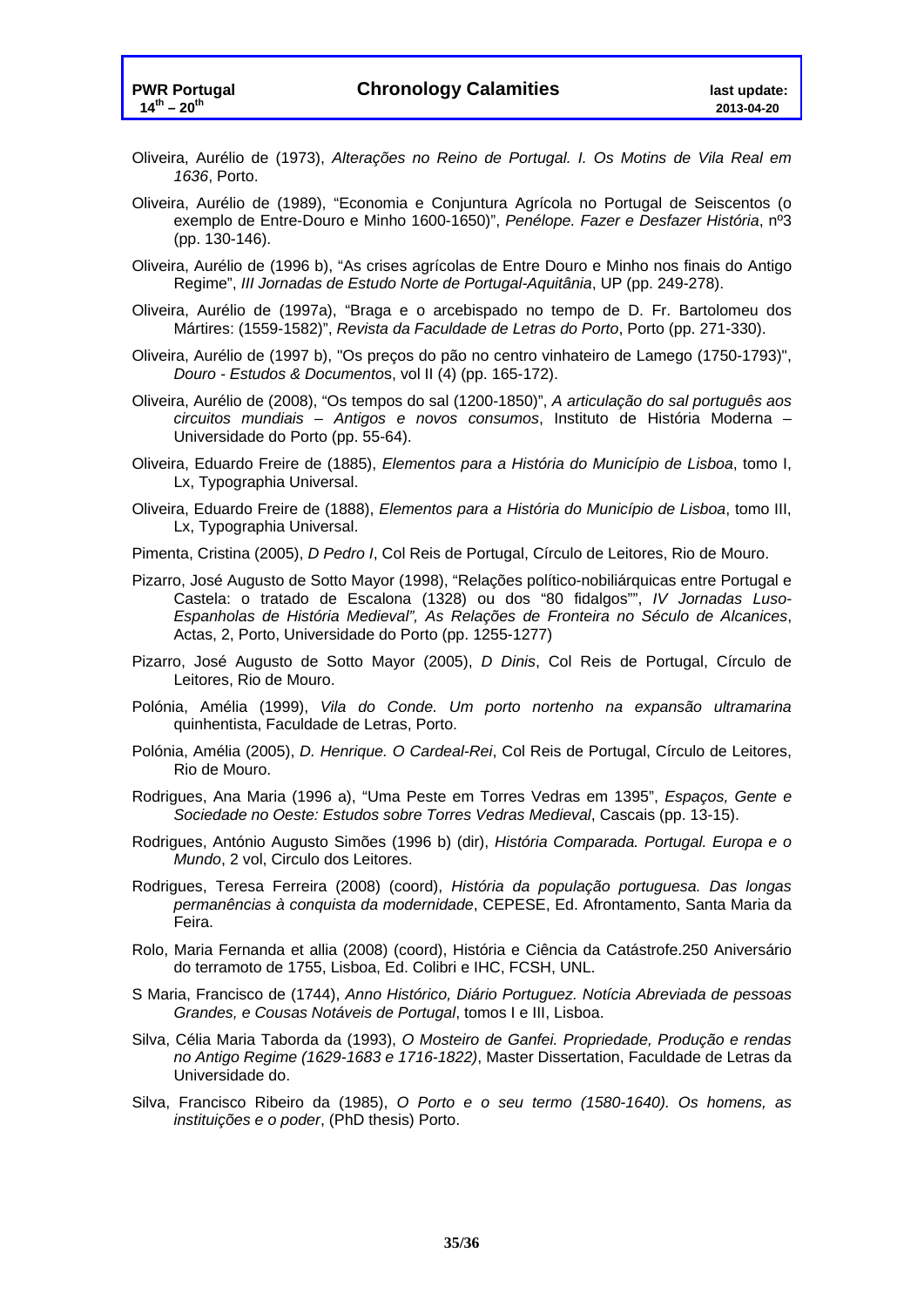Oliveira, Aurélio de (1973), *Alterações no Reino de Portugal. I. Os Motins de Vila Real em 1636*, Porto.

Oliveira, Aurélio de (1989), "Economia e Conjuntura Agrícola no Portugal de Seiscentos (o exemplo de Entre-Douro e Minho 1600-1650)", *Penélope. Fazer e Desfazer História*, nº3 (pp. 130-146).

Oliveira, Aurélio de (1996 b), "As crises agrícolas de Entre Douro e Minho nos finais do Antigo Regime", *III Jornadas de Estudo Norte de Portugal-Aquitânia*, UP (pp. 249-278).

Oliveira, Aurélio de (1997a), "Braga e o arcebispado no tempo de D. Fr. Bartolomeu dos Mártires: (1559-1582)", *Revista da Faculdade de Letras do Porto*, Porto (pp. 271-330).

Oliveira, Aurélio de (1997 b), "Os preços do pão no centro vinhateiro de Lamego (1750-1793)", *Douro - Estudos & Documentos*, vol II (4) (pp. 165-172).

Oliveira, Aurélio de (2008), "Os tempos do sal (1200-1850)", *A articulação do sal português aos circuitos mundiais – Antigos e novos consumos*, Instituto de História Moderna – Universidade do Porto (pp. 55-64).

Oliveira, Eduardo Freire de (1885), *Elementos para a História do Município de Lisboa*, tomo I, Lx, Typographia Universal.

Oliveira, Eduardo Freire de (1888), *Elementos para a História do Município de Lisboa*, tomo III, Lx, Typographia Universal.

Pimenta, Cristina (2005), *D Pedro I*, Col Reis de Portugal, Círculo de Leitores, Rio de Mouro.

Pizarro, José Augusto de Sotto Mayor (1998), "Relações político-nobiliárquicas entre Portugal e Castela: o tratado de Escalona (1328) ou dos "80 fidalgos"", *IV Jornadas Luso-Espanholas de História Medieval", As Relações de Fronteira no Século de Alcanices*, Actas, 2, Porto, Universidade do Porto (pp. 1255-1277)

Pizarro, José Augusto de Sotto Mayor (2005), *D Dinis*, Col Reis de Portugal, Círculo de Leitores, Rio de Mouro.

Polónia, Amélia (1999), *Vila do Conde. Um porto nortenho na expansão ultramarina* quinhentista, Faculdade de Letras, Porto.

Polónia, Amélia (2005), *D. Henrique. O Cardeal-Rei*, Col Reis de Portugal, Círculo de Leitores, Rio de Mouro.

Rodrigues, Ana Maria (1996 a), "Uma Peste em Torres Vedras em 1395", *Espaços, Gente e Sociedade no Oeste: Estudos sobre Torres Vedras Medieval*, Cascais (pp. 13-15).

Rodrigues, António Augusto Simões (1996 b) (dir), *História Comparada. Portugal. Europa e o Mundo*, 2 vol, Circulo dos Leitores.

Rodrigues, Teresa Ferreira (2008) (coord), *História da população portuguesa. Das longas permanências à conquista da modernidade*, CEPESE, Ed. Afrontamento, Santa Maria da Feira.

Rolo, Maria Fernanda et allia (2008) (coord), História e Ciência da Catástrofe.250 Aniversário do terramoto de 1755, Lisboa, Ed. Colibri e IHC, FCSH, UNL.

S Maria, Francisco de (1744), *Anno Histórico, Diário Portuguez. Notícia Abreviada de pessoas Grandes, e Cousas Notáveis de Portugal*, tomos I e III, Lisboa.

Silva, Célia Maria Taborda da (1993), *O Mosteiro de Ganfei. Propriedade, Produção e rendas no Antigo Regime (1629-1683 e 1716-1822)*, Master Dissertation, Faculdade de Letras da Universidade do.

Silva, Francisco Ribeiro da (1985), *O Porto e o seu termo (1580-1640). Os homens, as instituições e o poder*, (PhD thesis) Porto.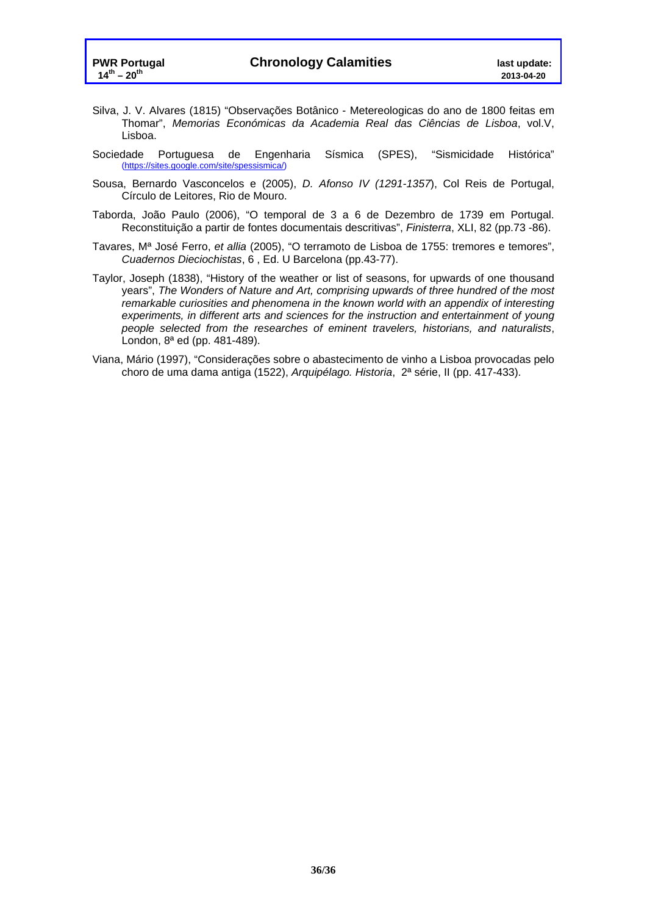Silva, J. V. Alvares (1815) "Observações Botânico - Metereologicas do ano de 1800 feitas em Thomar", *Memorias Económicas da Academia Real das Ciências de Lisboa*, vol.V, Lisboa.

Sociedade Portuguesa de Engenharia Sísmica (SPES), "Sismicidade Histórica" (https://sites.google.com/site/spessismica/)

Sousa, Bernardo Vasconcelos e (2005), *D. Afonso IV (1291-1357*), Col Reis de Portugal, Círculo de Leitores, Rio de Mouro.

Taborda, João Paulo (2006), "O temporal de 3 a 6 de Dezembro de 1739 em Portugal. Reconstituição a partir de fontes documentais descritivas", *Finisterra*, XLI, 82 (pp.73 -86).

Tavares, Mª José Ferro, *et allia* (2005), "O terramoto de Lisboa de 1755: tremores e temores", *Cuadernos Dieciochistas*, 6 , Ed. U Barcelona (pp.43-77).

Taylor, Joseph (1838), "History of the weather or list of seasons, for upwards of one thousand years", *The Wonders of Nature and Art, comprising upwards of three hundred of the most remarkable curiosities and phenomena in the known world with an appendix of interesting experiments, in different arts and sciences for the instruction and entertainment of young people selected from the researches of eminent travelers, historians, and naturalists*, London, 8ª ed (pp. 481-489).

Viana, Mário (1997), "Considerações sobre o abastecimento de vinho a Lisboa provocadas pelo choro de uma dama antiga (1522), *Arquipélago. Historia*, 2ª série, II (pp. 417-433).